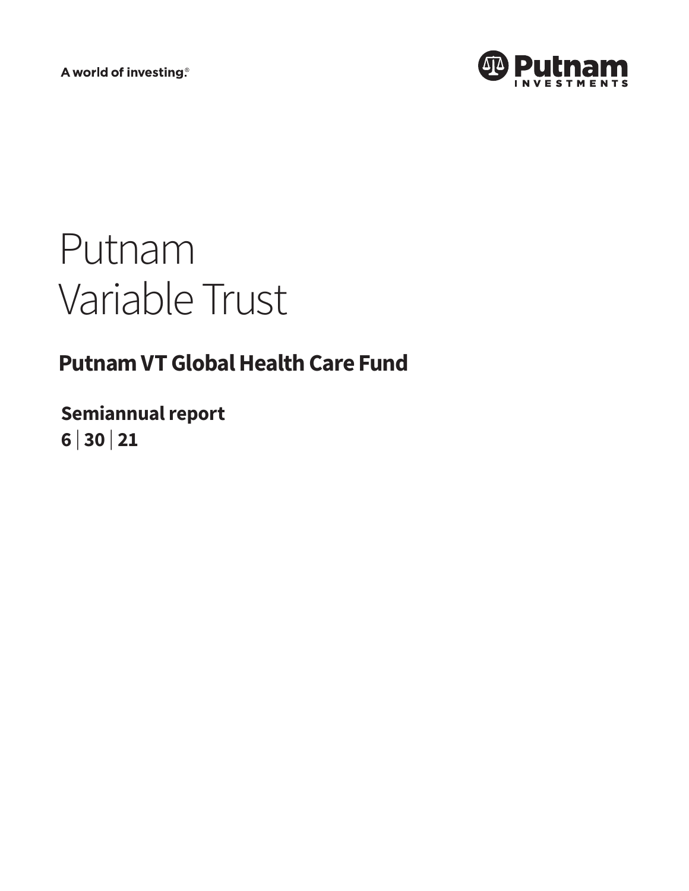A world of investing.®

Putnam INVESTMENTS

# Putnam Variable Trust

## Putnam VT Global Health Care Fund

**Semiannual report**
**6 | 30 | 21**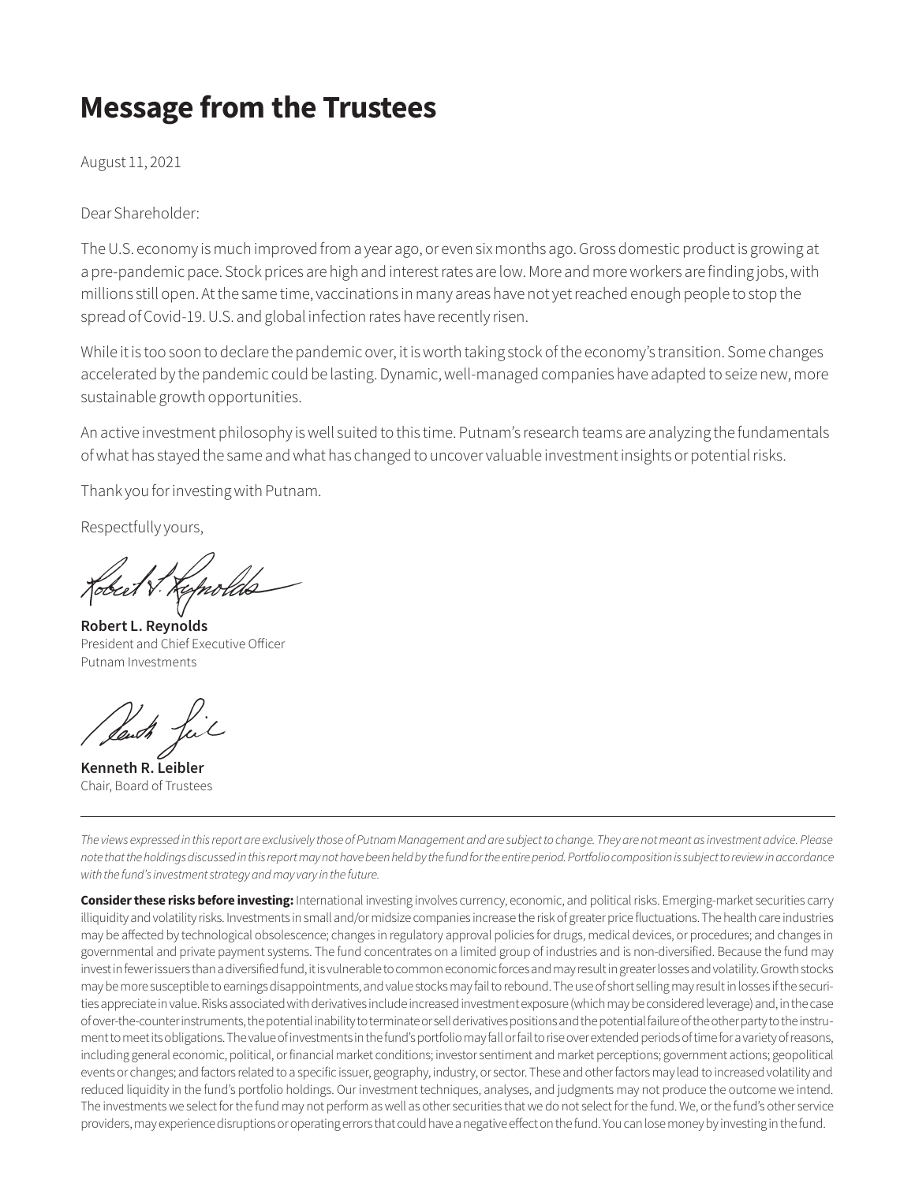# Message from the Trustees

August 11, 2021

Dear Shareholder:

The U.S. economy is much improved from a year ago, or even six months ago. Gross domestic product is growing at a pre-pandemic pace. Stock prices are high and interest rates are low. More and more workers are finding jobs, with millions still open. At the same time, vaccinations in many areas have not yet reached enough people to stop the spread of Covid-19. U.S. and global infection rates have recently risen.

While it is too soon to declare the pandemic over, it is worth taking stock of the economy's transition. Some changes accelerated by the pandemic could be lasting. Dynamic, well-managed companies have adapted to seize new, more sustainable growth opportunities.

An active investment philosophy is well suited to this time. Putnam's research teams are analyzing the fundamentals of what has stayed the same and what has changed to uncover valuable investment insights or potential risks.

Thank you for investing with Putnam.

Respectfully yours,

**Robert L. Reynolds**
President and Chief Executive Officer
Putnam Investments

**Kenneth R. Leibler**
Chair, Board of Trustees

---

*The views expressed in this report are exclusively those of Putnam Management and are subject to change. They are not meant as investment advice. Please note that the holdings discussed in this report may not have been held by the fund for the entire period. Portfolio composition is subject to review in accordance with the fund's investment strategy and may vary in the future.*

**Consider these risks before investing:** International investing involves currency, economic, and political risks. Emerging-market securities carry illiquidity and volatility risks. Investments in small and/or midsize companies increase the risk of greater price fluctuations. The health care industries may be affected by technological obsolescence; changes in regulatory approval policies for drugs, medical devices, or procedures; and changes in governmental and private payment systems. The fund concentrates on a limited group of industries and is non-diversified. Because the fund may invest in fewer issuers than a diversified fund, it is vulnerable to common economic forces and may result in greater losses and volatility. Growth stocks may be more susceptible to earnings disappointments, and value stocks may fail to rebound. The use of short selling may result in losses if the securities appreciate in value. Risks associated with derivatives include increased investment exposure (which may be considered leverage) and, in the case of over-the-counter instruments, the potential inability to terminate or sell derivatives positions and the potential failure of the other party to the instrument to meet its obligations. The value of investments in the fund's portfolio may fall or fail to rise over extended periods of time for a variety of reasons, including general economic, political, or financial market conditions; investor sentiment and market perceptions; government actions; geopolitical events or changes; and factors related to a specific issuer, geography, industry, or sector. These and other factors may lead to increased volatility and reduced liquidity in the fund's portfolio holdings. Our investment techniques, analyses, and judgments may not produce the outcome we intend. The investments we select for the fund may not perform as well as other securities that we do not select for the fund. We, or the fund's other service providers, may experience disruptions or operating errors that could have a negative effect on the fund. You can lose money by investing in the fund.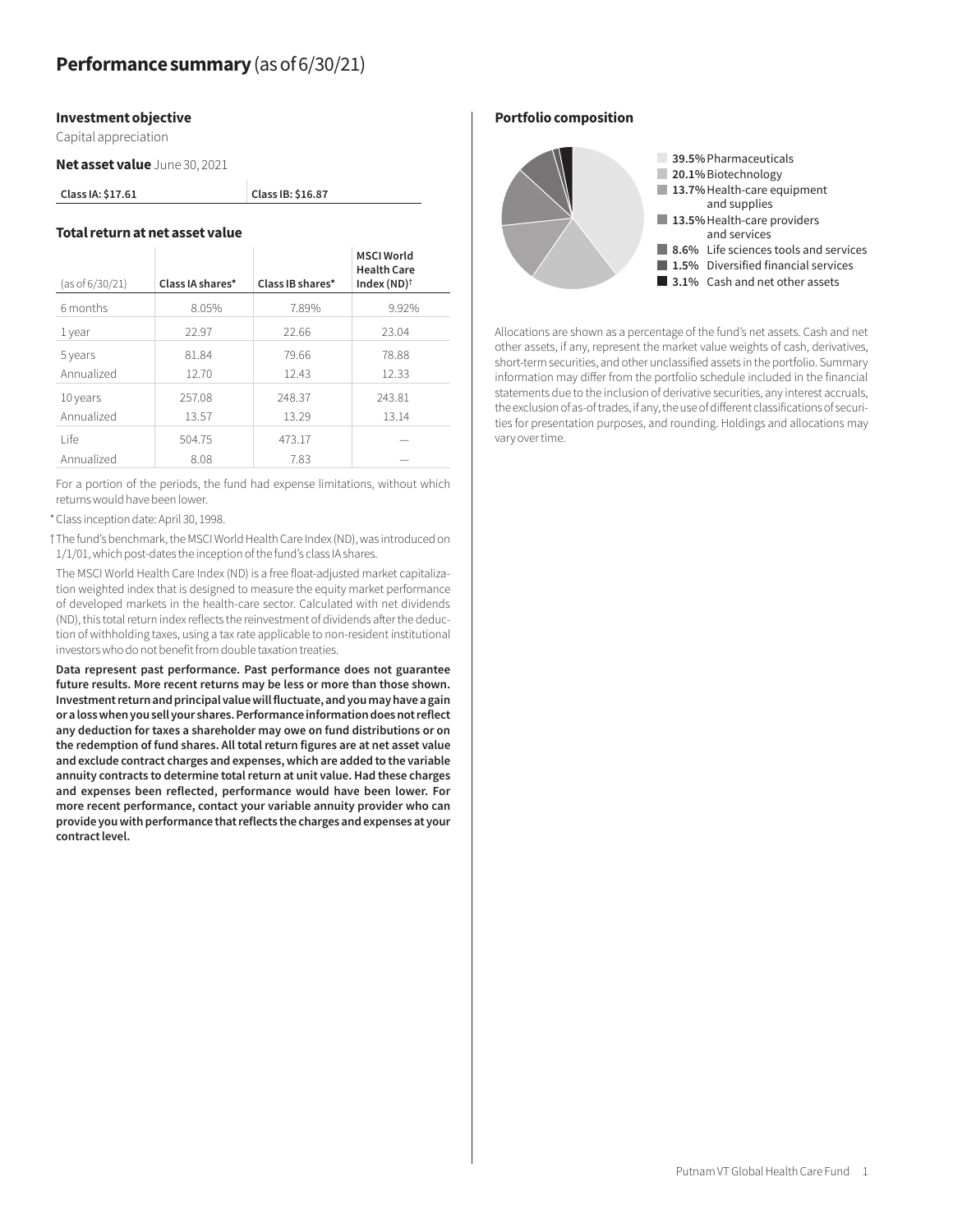# **Performance summary** (as of 6/30/21)

### Investment objective

Capital appreciation

**Net asset value** June 30, 2021

| Class IA: $17.61 | Class IB: $16.87 |
|---|---|

### Total return at net asset value

| (as of 6/30/21) | Class IA shares* | Class IB shares* | MSCI World Health Care Index (ND)† |
|---|---|---|---|
| 6 months | 8.05% | 7.89% | 9.92% |
| 1 year | 22.97 | 22.66 | 23.04 |
| 5 years | 81.84 | 79.66 | 78.88 |
| Annualized | 12.70 | 12.43 | 12.33 |
| 10 years | 257.08 | 248.37 | 243.81 |
| Annualized | 13.57 | 13.29 | 13.14 |
| Life | 504.75 | 473.17 | — |
| Annualized | 8.08 | 7.83 | — |

For a portion of the periods, the fund had expense limitations, without which returns would have been lower.

\* Class inception date: April 30, 1998.

† The fund's benchmark, the MSCI World Health Care Index (ND), was introduced on 1/1/01, which post-dates the inception of the fund's class IA shares.

The MSCI World Health Care Index (ND) is a free float-adjusted market capitalization weighted index that is designed to measure the equity market performance of developed markets in the health-care sector. Calculated with net dividends (ND), this total return index reflects the reinvestment of dividends after the deduction of withholding taxes, using a tax rate applicable to non-resident institutional investors who do not benefit from double taxation treaties.

**Data represent past performance. Past performance does not guarantee future results. More recent returns may be less or more than those shown. Investment return and principal value will fluctuate, and you may have a gain or a loss when you sell your shares. Performance information does not reflect any deduction for taxes a shareholder may owe on fund distributions or on the redemption of fund shares. All total return figures are at net asset value and exclude contract charges and expenses, which are added to the variable annuity contracts to determine total return at unit value. Had these charges and expenses been reflected, performance would have been lower. For more recent performance, contact your variable annuity provider who can provide you with performance that reflects the charges and expenses at your contract level.**

### Portfolio composition

- **39.5%** Pharmaceuticals
- **20.1%** Biotechnology
- **13.7%** Health-care equipment and supplies
- **13.5%** Health-care providers and services
- **8.6%** Life sciences tools and services
- **1.5%** Diversified financial services
- **3.1%** Cash and net other assets

Allocations are shown as a percentage of the fund's net assets. Cash and net other assets, if any, represent the market value weights of cash, derivatives, short-term securities, and other unclassified assets in the portfolio. Summary information may differ from the portfolio schedule included in the financial statements due to the inclusion of derivative securities, any interest accruals, the exclusion of as-of trades, if any, the use of different classifications of securities for presentation purposes, and rounding. Holdings and allocations may vary over time.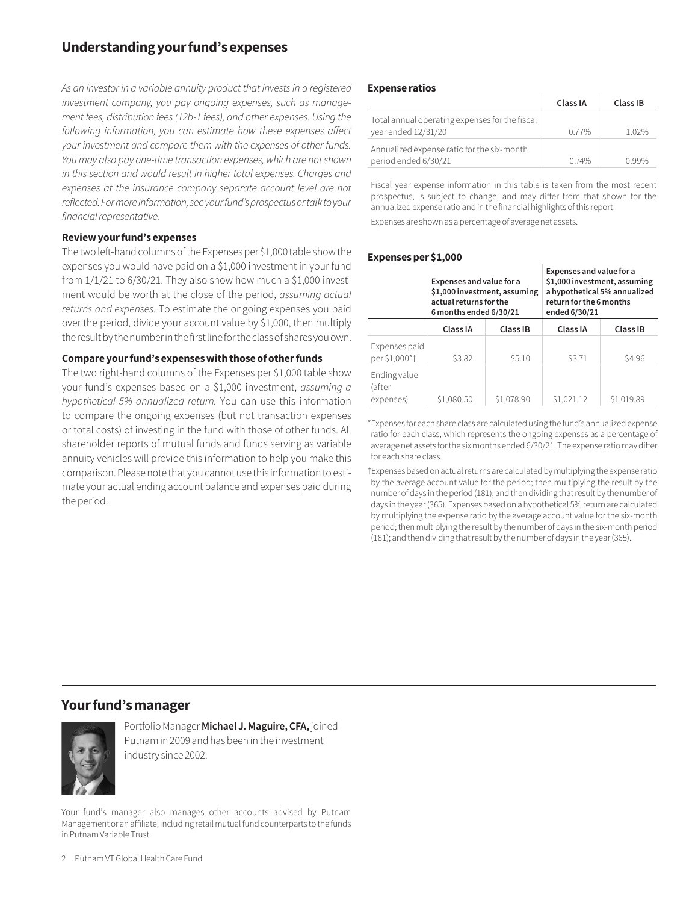## Understanding your fund's expenses

*As an investor in a variable annuity product that invests in a registered investment company, you pay ongoing expenses, such as management fees, distribution fees (12b-1 fees), and other expenses. Using the following information, you can estimate how these expenses affect your investment and compare them with the expenses of other funds. You may also pay one-time transaction expenses, which are not shown in this section and would result in higher total expenses. Charges and expenses at the insurance company separate account level are not reflected. For more information, see your fund's prospectus or talk to your financial representative.*

### Review your fund's expenses

The two left-hand columns of the Expenses per $1,000 table show the expenses you would have paid on a $1,000 investment in your fund from 1/1/21 to 6/30/21. They also show how much a $1,000 investment would be worth at the close of the period, *assuming actual returns and expenses.* To estimate the ongoing expenses you paid over the period, divide your account value by $1,000, then multiply the result by the number in the first line for the class of shares you own.

### Compare your fund's expenses with those of other funds

The two right-hand columns of the Expenses per $1,000 table show your fund's expenses based on a $1,000 investment, *assuming a hypothetical 5% annualized return.* You can use this information to compare the ongoing expenses (but not transaction expenses or total costs) of investing in the fund with those of other funds. All shareholder reports of mutual funds and funds serving as variable annuity vehicles will provide this information to help you make this comparison. Please note that you cannot use this information to estimate your actual ending account balance and expenses paid during the period.

### Expense ratios

| | Class IA | Class IB |
|---|---|---|
| Total annual operating expenses for the fiscal year ended 12/31/20 | 0.77% | 1.02% |
| Annualized expense ratio for the six-month period ended 6/30/21 | 0.74% | 0.99% |

Fiscal year expense information in this table is taken from the most recent prospectus, is subject to change, and may differ from that shown for the annualized expense ratio and in the financial highlights of this report.

Expenses are shown as a percentage of average net assets.

### Expenses per $1,000

| | Expenses and value for a $1,000 investment, assuming actual returns for the 6 months ended 6/30/21 | | Expenses and value for a $1,000 investment, assuming a hypothetical 5% annualized return for the 6 months ended 6/30/21 | |
|---|---|---|---|---|
| | Class IA | Class IB | Class IA | Class IB |
| Expenses paid per $1,000*† | $3.82 | $5.10 | $3.71 | $4.96 |
| Ending value (after expenses) | $1,080.50 | $1,078.90 | $1,021.12 | $1,019.89 |

*Expenses for each share class are calculated using the fund's annualized expense ratio for each class, which represents the ongoing expenses as a percentage of average net assets for the six months ended 6/30/21. The expense ratio may differ for each share class.

†Expenses based on actual returns are calculated by multiplying the expense ratio by the average account value for the period; then multiplying the result by the number of days in the period (181); and then dividing that result by the number of days in the year (365). Expenses based on a hypothetical 5% return are calculated by multiplying the expense ratio by the average account value for the six-month period; then multiplying the result by the number of days in the six-month period (181); and then dividing that result by the number of days in the year (365).

## Your fund's manager

Portfolio Manager **Michael J. Maguire, CFA,** joined Putnam in 2009 and has been in the investment industry since 2002.

Your fund's manager also manages other accounts advised by Putnam Management or an affiliate, including retail mutual fund counterparts to the funds in Putnam Variable Trust.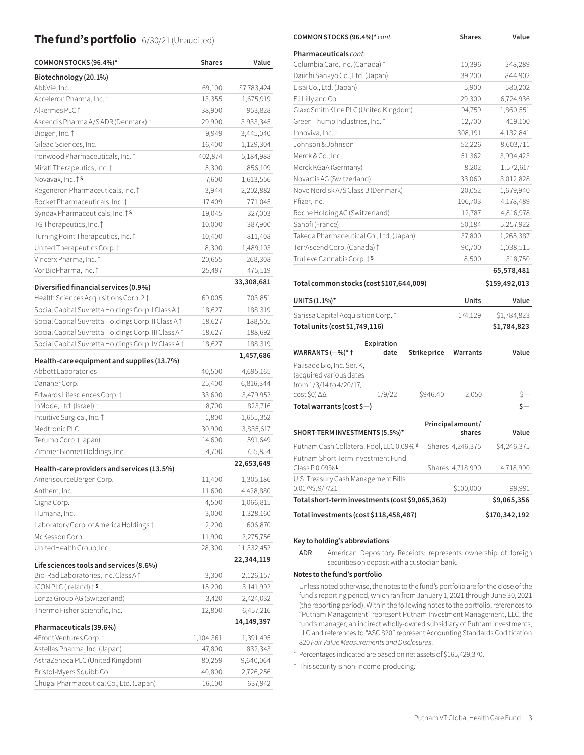## The fund's portfolio 6/30/21 (Unaudited)

| COMMON STOCKS (96.4%)* | Shares | Value |
|---|---|---|
| **Biotechnology (20.1%)** | | |
| AbbVie, Inc. | 69,100 | $7,783,424 |
| Acceleron Pharma, Inc. † | 13,355 | 1,675,919 |
| Alkermes PLC † | 38,900 | 953,828 |
| Ascendis Pharma A/S ADR (Denmark) † | 29,900 | 3,933,345 |
| Biogen, Inc. † | 9,949 | 3,445,040 |
| Gilead Sciences, Inc. | 16,400 | 1,129,304 |
| Ironwood Pharmaceuticals, Inc. † | 402,874 | 5,184,988 |
| Mirati Therapeutics, Inc. † | 5,300 | 856,109 |
| Novavax, Inc. † S | 7,600 | 1,613,556 |
| Regeneron Pharmaceuticals, Inc. † | 3,944 | 2,202,882 |
| Rocket Pharmaceuticals, Inc. † | 17,409 | 771,045 |
| Syndax Pharmaceuticals, Inc. † S | 19,045 | 327,003 |
| TG Therapeutics, Inc. † | 10,000 | 387,900 |
| Turning Point Therapeutics, Inc. † | 10,400 | 811,408 |
| United Therapeutics Corp. † | 8,300 | 1,489,103 |
| Vincerx Pharma, Inc. † | 20,655 | 268,308 |
| Vor BioPharma, Inc. † | 25,497 | 475,519 |
| | | **33,308,681** |
| **Diversified financial services (0.9%)** | | |
| Health Sciences Acquisitions Corp. 2 † | 69,005 | 703,851 |
| Social Capital Suvretta Holdings Corp. I Class A † | 18,627 | 188,319 |
| Social Capital Suvretta Holdings Corp. II Class A † | 18,627 | 188,505 |
| Social Capital Suvretta Holdings Corp. III Class A † | 18,627 | 188,692 |
| Social Capital Suvretta Holdings Corp. IV Class A † | 18,627 | 188,319 |
| | | **1,457,686** |
| **Health-care equipment and supplies (13.7%)** | | |
| Abbott Laboratories | 40,500 | 4,695,165 |
| Danaher Corp. | 25,400 | 6,816,344 |
| Edwards Lifesciences Corp. † | 33,600 | 3,479,952 |
| InMode, Ltd. (Israel) † | 8,700 | 823,716 |
| Intuitive Surgical, Inc. † | 1,800 | 1,655,352 |
| Medtronic PLC | 30,900 | 3,835,617 |
| Terumo Corp. (Japan) | 14,600 | 591,649 |
| Zimmer Biomet Holdings, Inc. | 4,700 | 755,854 |
| | | **22,653,649** |
| **Health-care providers and services (13.5%)** | | |
| AmerisourceBergen Corp. | 11,400 | 1,305,186 |
| Anthem, Inc. | 11,600 | 4,428,880 |
| Cigna Corp. | 4,500 | 1,066,815 |
| Humana, Inc. | 3,000 | 1,328,160 |
| Laboratory Corp. of America Holdings † | 2,200 | 606,870 |
| McKesson Corp. | 11,900 | 2,275,756 |
| UnitedHealth Group, Inc. | 28,300 | 11,332,452 |
| | | **22,344,119** |
| **Life sciences tools and services (8.6%)** | | |
| Bio-Rad Laboratories, Inc. Class A † | 3,300 | 2,126,157 |
| ICON PLC (Ireland) † S | 15,200 | 3,141,992 |
| Lonza Group AG (Switzerland) | 3,420 | 2,424,032 |
| Thermo Fisher Scientific, Inc. | 12,800 | 6,457,216 |
| | | **14,149,397** |
| **Pharmaceuticals (39.6%)** | | |
| 4Front Ventures Corp. † | 1,104,361 | 1,391,495 |
| Astellas Pharma, Inc. (Japan) | 47,800 | 832,343 |
| AstraZeneca PLC (United Kingdom) | 80,259 | 9,640,064 |
| Bristol-Myers Squibb Co. | 40,800 | 2,726,256 |
| Chugai Pharmaceutical Co., Ltd. (Japan) | 16,100 | 637,942 |
| Columbia Care, Inc. (Canada) † | 10,396 | $48,289 |
| Daiichi Sankyo Co., Ltd. (Japan) | 39,200 | 844,902 |
| Eisai Co., Ltd. (Japan) | 5,900 | 580,202 |
| Eli Lilly and Co. | 29,300 | 6,724,936 |
| GlaxoSmithKline PLC (United Kingdom) | 94,759 | 1,860,551 |
| Green Thumb Industries, Inc. † | 12,700 | 419,100 |
| Innoviva, Inc. † | 308,191 | 4,132,841 |
| Johnson & Johnson | 52,226 | 8,603,711 |
| Merck & Co., Inc. | 51,362 | 3,994,423 |
| Merck KGaA (Germany) | 8,202 | 1,572,617 |
| Novartis AG (Switzerland) | 33,060 | 3,012,828 |
| Novo Nordisk A/S Class B (Denmark) | 20,052 | 1,679,940 |
| Pfizer, Inc. | 106,703 | 4,178,489 |
| Roche Holding AG (Switzerland) | 12,787 | 4,816,978 |
| Sanofi (France) | 50,184 | 5,257,922 |
| Takeda Pharmaceutical Co., Ltd. (Japan) | 37,800 | 1,265,387 |
| TerrAscend Corp. (Canada) † | 90,700 | 1,038,515 |
| Trulieve Cannabis Corp. † S | 8,500 | 318,750 |
| | | **65,578,481** |
| **Total common stocks (cost $107,644,009)** | | **$159,492,013** |

| UNITS (1.1%)* | Units | Value |
|---|---|---|
| Sarissa Capital Acquisition Corp. † | 174,129 | $1,784,823 |
| **Total units (cost $1,749,116)** | | **$1,784,823** |

| WARRANTS (—%)* † | Expiration date | Strike price | Warrants | Value |
|---|---|---|---|---|
| Palisade Bio, Inc. Ser. K, (acquired various dates from 1/3/14 to 4/20/17, cost $0) ΔΔ | 1/9/22 | $946.40 | 2,050 | $— |
| **Total warrants (cost $—)** | | | | **$—** |

| SHORT-TERM INVESTMENTS (5.5%)* | Principal amount/ shares | Value |
|---|---|---|
| Putnam Cash Collateral Pool, LLC 0.09% d | Shares 4,246,375 | $4,246,375 |
| Putnam Short Term Investment Fund Class P 0.09% L | Shares 4,718,990 | 4,718,990 |
| U.S. Treasury Cash Management Bills 0.017%, 9/7/21 | $100,000 | 99,991 |
| **Total short-term investments (cost $9,065,362)** | | **$9,065,356** |
| **Total investments (cost $118,458,487)** | | **$170,342,192** |

**Key to holding's abbreviations**

ADR American Depository Receipts: represents ownership of foreign securities on deposit with a custodian bank.

**Notes to the fund's portfolio**

Unless noted otherwise, the notes to the fund's portfolio are for the close of the fund's reporting period, which ran from January 1, 2021 through June 30, 2021 (the reporting period). Within the following notes to the portfolio, references to "Putnam Management" represent Putnam Investment Management, LLC, the fund's manager, an indirect wholly-owned subsidiary of Putnam Investments, LLC and references to "ASC 820" represent Accounting Standards Codification 820 *Fair Value Measurements and Disclosures*.

\* Percentages indicated are based on net assets of $165,429,370.

† This security is non-income-producing.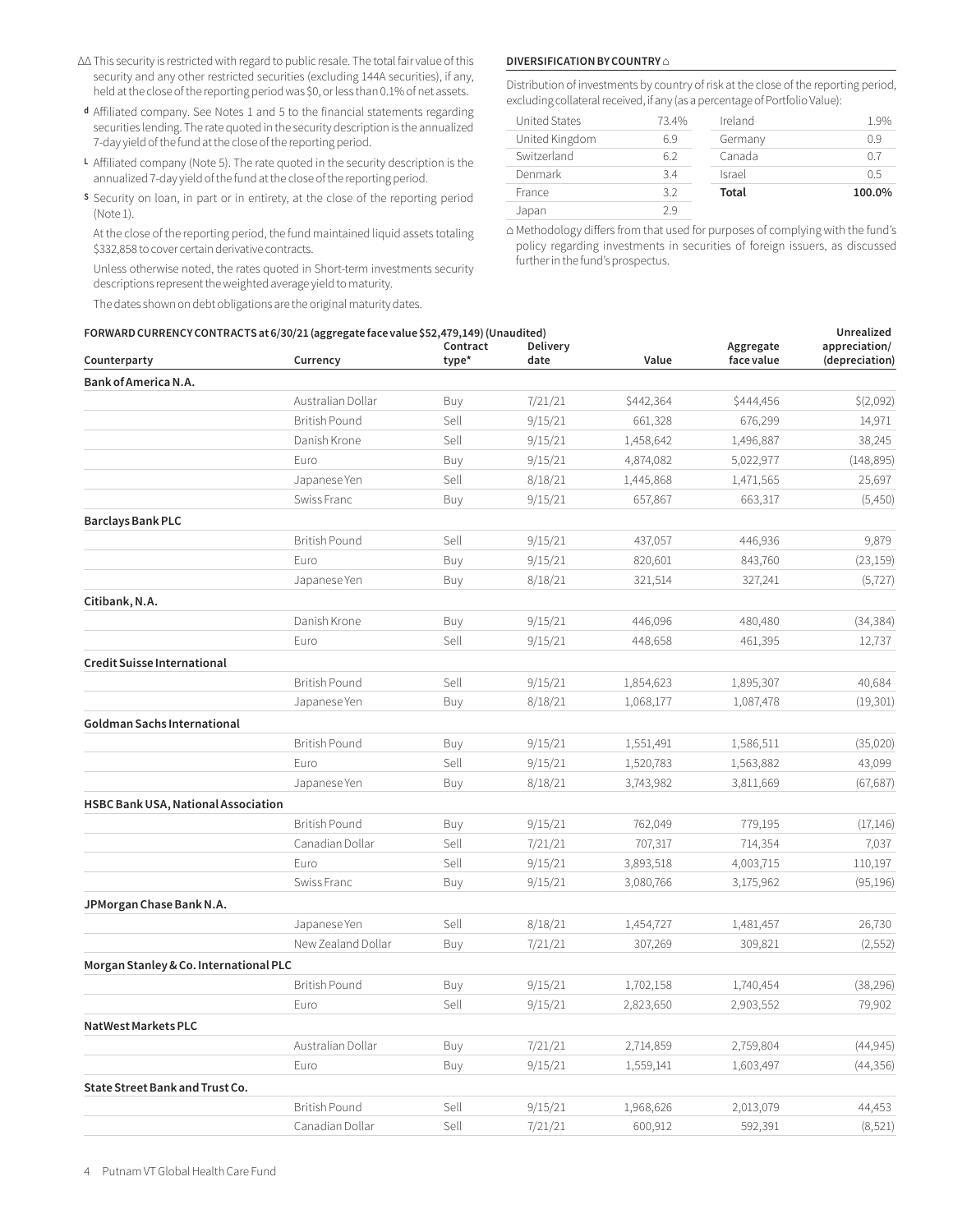ΔΔ This security is restricted with regard to public resale. The total fair value of this security and any other restricted securities (excluding 144A securities), if any, held at the close of the reporting period was $0, or less than 0.1% of net assets.

d Affiliated company. See Notes 1 and 5 to the financial statements regarding securities lending. The rate quoted in the security description is the annualized 7-day yield of the fund at the close of the reporting period.

L Affiliated company (Note 5). The rate quoted in the security description is the annualized 7-day yield of the fund at the close of the reporting period.

S Security on loan, in part or in entirety, at the close of the reporting period (Note 1).

At the close of the reporting period, the fund maintained liquid assets totaling $332,858 to cover certain derivative contracts.

Unless otherwise noted, the rates quoted in Short-term investments security descriptions represent the weighted average yield to maturity.

The dates shown on debt obligations are the original maturity dates.

**DIVERSIFICATION BY COUNTRY ⌂**

Distribution of investments by country of risk at the close of the reporting period, excluding collateral received, if any (as a percentage of Portfolio Value):

| | | | |
|---|---|---|---|
| United States | 73.4% | Ireland | 1.9% |
| United Kingdom | 6.9 | Germany | 0.9 |
| Switzerland | 6.2 | Canada | 0.7 |
| Denmark | 3.4 | Israel | 0.5 |
| France | 3.2 | **Total** | **100.0%** |
| Japan | 2.9 | | |

⌂ Methodology differs from that used for purposes of complying with the fund's policy regarding investments in securities of foreign issuers, as discussed further in the fund's prospectus.

**FORWARD CURRENCY CONTRACTS at 6/30/21 (aggregate face value $52,479,149) (Unaudited)**

| Counterparty | Currency | Contract type* | Delivery date | Value | Aggregate face value | Unrealized appreciation/ (depreciation) |
|---|---|---|---|---|---|---|
| **Bank of America N.A.** | | | | | | |
| | Australian Dollar | Buy | 7/21/21 | $442,364 | $444,456 | $(2,092) |
| | British Pound | Sell | 9/15/21 | 661,328 | 676,299 | 14,971 |
| | Danish Krone | Sell | 9/15/21 | 1,458,642 | 1,496,887 | 38,245 |
| | Euro | Buy | 9/15/21 | 4,874,082 | 5,022,977 | (148,895) |
| | Japanese Yen | Sell | 8/18/21 | 1,445,868 | 1,471,565 | 25,697 |
| | Swiss Franc | Buy | 9/15/21 | 657,867 | 663,317 | (5,450) |
| **Barclays Bank PLC** | | | | | | |
| | British Pound | Sell | 9/15/21 | 437,057 | 446,936 | 9,879 |
| | Euro | Buy | 9/15/21 | 820,601 | 843,760 | (23,159) |
| | Japanese Yen | Buy | 8/18/21 | 321,514 | 327,241 | (5,727) |
| **Citibank, N.A.** | | | | | | |
| | Danish Krone | Buy | 9/15/21 | 446,096 | 480,480 | (34,384) |
| | Euro | Sell | 9/15/21 | 448,658 | 461,395 | 12,737 |
| **Credit Suisse International** | | | | | | |
| | British Pound | Sell | 9/15/21 | 1,854,623 | 1,895,307 | 40,684 |
| | Japanese Yen | Buy | 8/18/21 | 1,068,177 | 1,087,478 | (19,301) |
| **Goldman Sachs International** | | | | | | |
| | British Pound | Buy | 9/15/21 | 1,551,491 | 1,586,511 | (35,020) |
| | Euro | Sell | 9/15/21 | 1,520,783 | 1,563,882 | 43,099 |
| | Japanese Yen | Buy | 8/18/21 | 3,743,982 | 3,811,669 | (67,687) |
| **HSBC Bank USA, National Association** | | | | | | |
| | British Pound | Buy | 9/15/21 | 762,049 | 779,195 | (17,146) |
| | Canadian Dollar | Sell | 7/21/21 | 707,317 | 714,354 | 7,037 |
| | Euro | Sell | 9/15/21 | 3,893,518 | 4,003,715 | 110,197 |
| | Swiss Franc | Buy | 9/15/21 | 3,080,766 | 3,175,962 | (95,196) |
| **JPMorgan Chase Bank N.A.** | | | | | | |
| | Japanese Yen | Sell | 8/18/21 | 1,454,727 | 1,481,457 | 26,730 |
| | New Zealand Dollar | Buy | 7/21/21 | 307,269 | 309,821 | (2,552) |
| **Morgan Stanley & Co. International PLC** | | | | | | |
| | British Pound | Buy | 9/15/21 | 1,702,158 | 1,740,454 | (38,296) |
| | Euro | Sell | 9/15/21 | 2,823,650 | 2,903,552 | 79,902 |
| **NatWest Markets PLC** | | | | | | |
| | Australian Dollar | Buy | 7/21/21 | 2,714,859 | 2,759,804 | (44,945) |
| | Euro | Buy | 9/15/21 | 1,559,141 | 1,603,497 | (44,356) |
| **State Street Bank and Trust Co.** | | | | | | |
| | British Pound | Sell | 9/15/21 | 1,968,626 | 2,013,079 | 44,453 |
| | Canadian Dollar | Sell | 7/21/21 | 600,912 | 592,391 | (8,521) |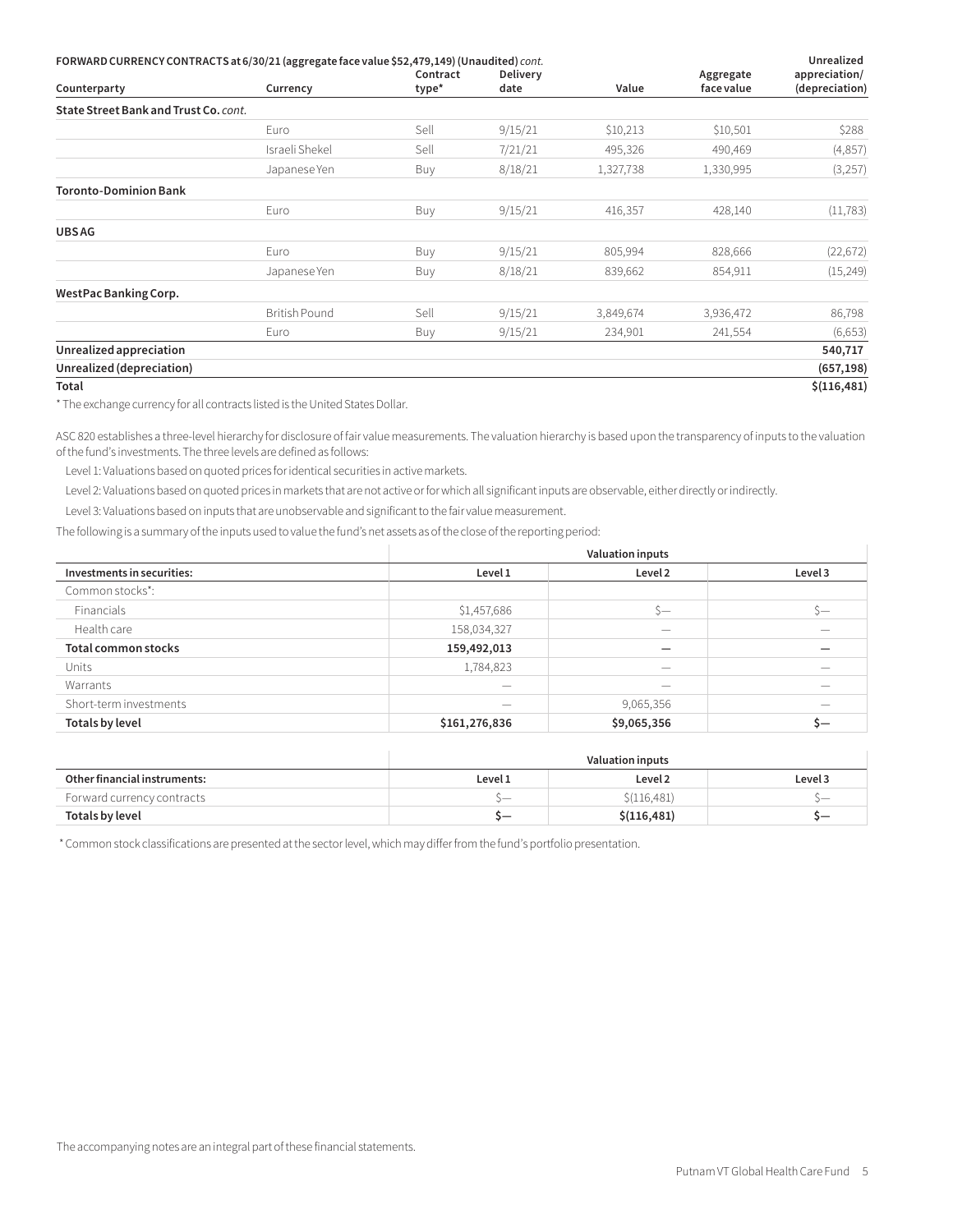**FORWARD CURRENCY CONTRACTS at 6/30/21 (aggregate face value $52,479,149) (Unaudited)** *cont.*

| Counterparty | Currency | Contract type* | Delivery date | Value | Aggregate face value | Unrealized appreciation/ (depreciation) |
|---|---|---|---|---|---|---|
| **State Street Bank and Trust Co.** *cont.* | | | | | | |
| | Euro | Sell | 9/15/21 | $10,213 | $10,501 | $288 |
| | Israeli Shekel | Sell | 7/21/21 | 495,326 | 490,469 | (4,857) |
| | Japanese Yen | Buy | 8/18/21 | 1,327,738 | 1,330,995 | (3,257) |
| **Toronto-Dominion Bank** | | | | | | |
| | Euro | Buy | 9/15/21 | 416,357 | 428,140 | (11,783) |
| **UBS AG** | | | | | | |
| | Euro | Buy | 9/15/21 | 805,994 | 828,666 | (22,672) |
| | Japanese Yen | Buy | 8/18/21 | 839,662 | 854,911 | (15,249) |
| **WestPac Banking Corp.** | | | | | | |
| | British Pound | Sell | 9/15/21 | 3,849,674 | 3,936,472 | 86,798 |
| | Euro | Buy | 9/15/21 | 234,901 | 241,554 | (6,653) |
| **Unrealized appreciation** | | | | | | **540,717** |
| **Unrealized (depreciation)** | | | | | | **(657,198)** |
| **Total** | | | | | | **$(116,481)** |

\* The exchange currency for all contracts listed is the United States Dollar.

ASC 820 establishes a three-level hierarchy for disclosure of fair value measurements. The valuation hierarchy is based upon the transparency of inputs to the valuation of the fund's investments. The three levels are defined as follows:

Level 1: Valuations based on quoted prices for identical securities in active markets.

Level 2: Valuations based on quoted prices in markets that are not active or for which all significant inputs are observable, either directly or indirectly.

Level 3: Valuations based on inputs that are unobservable and significant to the fair value measurement.

The following is a summary of the inputs used to value the fund's net assets as of the close of the reporting period:

| | Valuation inputs | | |
|---|---|---|---|
| **Investments in securities:** | **Level 1** | **Level 2** | **Level 3** |
| Common stocks*: | | | |
| Financials | $1,457,686 | $— | $— |
| Health care | 158,034,327 | — | — |
| **Total common stocks** | **159,492,013** | **—** | **—** |
| Units | 1,784,823 | — | — |
| Warrants | — | — | — |
| Short-term investments | — | 9,065,356 | — |
| **Totals by level** | **$161,276,836** | **$9,065,356** | **$—** |

| | Valuation inputs | | |
|---|---|---|---|
| **Other financial instruments:** | **Level 1** | **Level 2** | **Level 3** |
| Forward currency contracts | $— | $(116,481) | $— |
| **Totals by level** | **$—** | **$(116,481)** | **$—** |

\* Common stock classifications are presented at the sector level, which may differ from the fund's portfolio presentation.

The accompanying notes are an integral part of these financial statements.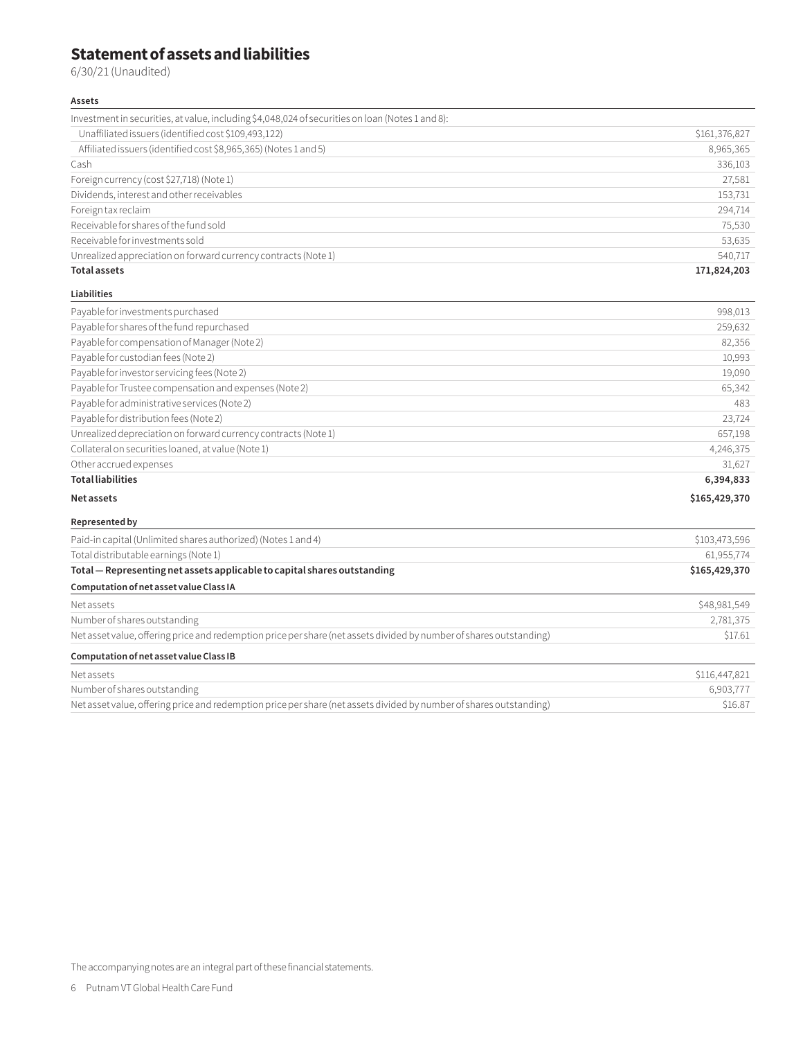# Statement of assets and liabilities

6/30/21 (Unaudited)

| **Assets** | |
|---|---|
| Investment in securities, at value, including $4,048,024 of securities on loan (Notes 1 and 8): | |
| Unaffiliated issuers (identified cost $109,493,122) | $161,376,827 |
| Affiliated issuers (identified cost $8,965,365) (Notes 1 and 5) | 8,965,365 |
| Cash | 336,103 |
| Foreign currency (cost $27,718) (Note 1) | 27,581 |
| Dividends, interest and other receivables | 153,731 |
| Foreign tax reclaim | 294,714 |
| Receivable for shares of the fund sold | 75,530 |
| Receivable for investments sold | 53,635 |
| Unrealized appreciation on forward currency contracts (Note 1) | 540,717 |
| **Total assets** | **171,824,203** |
| **Liabilities** | |
| Payable for investments purchased | 998,013 |
| Payable for shares of the fund repurchased | 259,632 |
| Payable for compensation of Manager (Note 2) | 82,356 |
| Payable for custodian fees (Note 2) | 10,993 |
| Payable for investor servicing fees (Note 2) | 19,090 |
| Payable for Trustee compensation and expenses (Note 2) | 65,342 |
| Payable for administrative services (Note 2) | 483 |
| Payable for distribution fees (Note 2) | 23,724 |
| Unrealized depreciation on forward currency contracts (Note 1) | 657,198 |
| Collateral on securities loaned, at value (Note 1) | 4,246,375 |
| Other accrued expenses | 31,627 |
| **Total liabilities** | **6,394,833** |
| **Net assets** | **$165,429,370** |
| **Represented by** | |
| Paid-in capital (Unlimited shares authorized) (Notes 1 and 4) | $103,473,596 |
| Total distributable earnings (Note 1) | 61,955,774 |
| **Total — Representing net assets applicable to capital shares outstanding** | **$165,429,370** |
| **Computation of net asset value Class IA** | |
| Net assets | $48,981,549 |
| Number of shares outstanding | 2,781,375 |
| Net asset value, offering price and redemption price per share (net assets divided by number of shares outstanding) | $17.61 |
| **Computation of net asset value Class IB** | |
| Net assets | $116,447,821 |
| Number of shares outstanding | 6,903,777 |
| Net asset value, offering price and redemption price per share (net assets divided by number of shares outstanding) | $16.87 |

The accompanying notes are an integral part of these financial statements.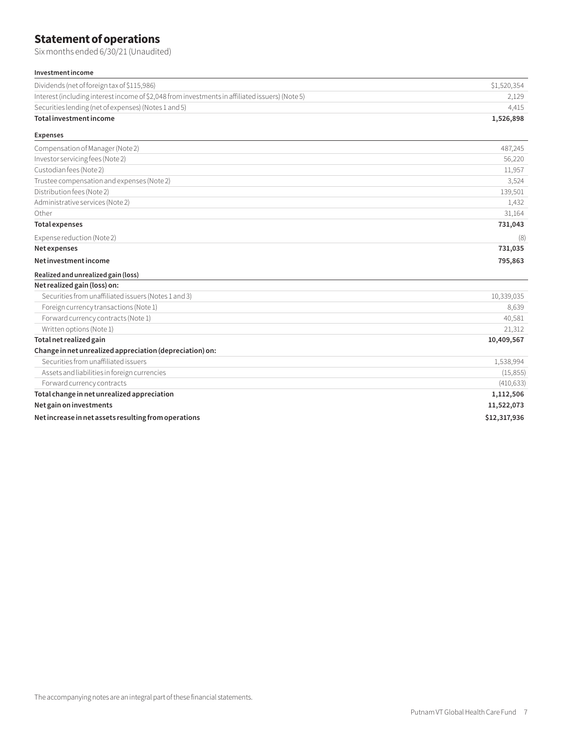# Statement of operations

Six months ended 6/30/21 (Unaudited)

| | |
|---|---|
| **Investment income** | |
| Dividends (net of foreign tax of $115,986) | $1,520,354 |
| Interest (including interest income of $2,048 from investments in affiliated issuers) (Note 5) | 2,129 |
| Securities lending (net of expenses) (Notes 1 and 5) | 4,415 |
| **Total investment income** | **1,526,898** |
| **Expenses** | |
| Compensation of Manager (Note 2) | 487,245 |
| Investor servicing fees (Note 2) | 56,220 |
| Custodian fees (Note 2) | 11,957 |
| Trustee compensation and expenses (Note 2) | 3,524 |
| Distribution fees (Note 2) | 139,501 |
| Administrative services (Note 2) | 1,432 |
| Other | 31,164 |
| **Total expenses** | **731,043** |
| Expense reduction (Note 2) | (8) |
| **Net expenses** | **731,035** |
| **Net investment income** | **795,863** |
| **Realized and unrealized gain (loss)** | |
| **Net realized gain (loss) on:** | |
| Securities from unaffiliated issuers (Notes 1 and 3) | 10,339,035 |
| Foreign currency transactions (Note 1) | 8,639 |
| Forward currency contracts (Note 1) | 40,581 |
| Written options (Note 1) | 21,312 |
| **Total net realized gain** | **10,409,567** |
| **Change in net unrealized appreciation (depreciation) on:** | |
| Securities from unaffiliated issuers | 1,538,994 |
| Assets and liabilities in foreign currencies | (15,855) |
| Forward currency contracts | (410,633) |
| **Total change in net unrealized appreciation** | **1,112,506** |
| **Net gain on investments** | **11,522,073** |
| **Net increase in net assets resulting from operations** | **$12,317,936** |

The accompanying notes are an integral part of these financial statements.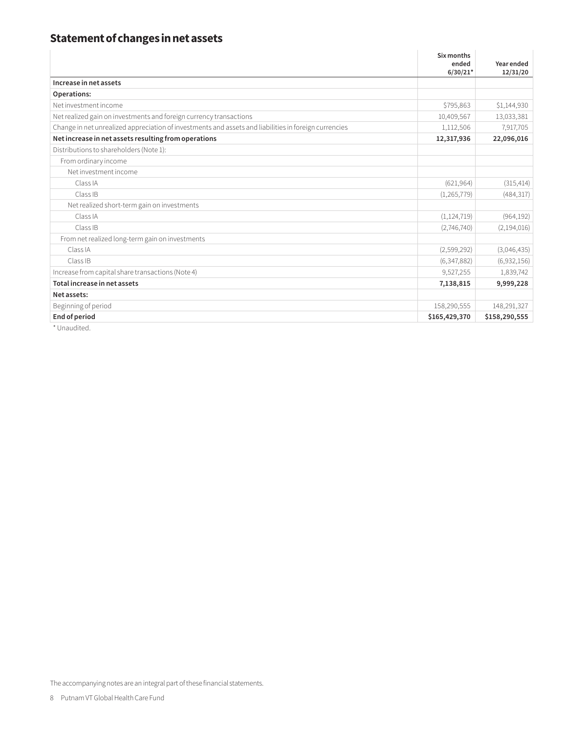## Statement of changes in net assets

| | Six months ended 6/30/21* | Year ended 12/31/20 |
|---|---|---|
| **Increase in net assets** | | |
| **Operations:** | | |
| Net investment income | $795,863 | $1,144,930 |
| Net realized gain on investments and foreign currency transactions | 10,409,567 | 13,033,381 |
| Change in net unrealized appreciation of investments and assets and liabilities in foreign currencies | 1,112,506 | 7,917,705 |
| **Net increase in net assets resulting from operations** | **12,317,936** | **22,096,016** |
| Distributions to shareholders (Note 1): | | |
| From ordinary income | | |
| Net investment income | | |
| Class IA | (621,964) | (315,414) |
| Class IB | (1,265,779) | (484,317) |
| Net realized short-term gain on investments | | |
| Class IA | (1,124,719) | (964,192) |
| Class IB | (2,746,740) | (2,194,016) |
| From net realized long-term gain on investments | | |
| Class IA | (2,599,292) | (3,046,435) |
| Class IB | (6,347,882) | (6,932,156) |
| Increase from capital share transactions (Note 4) | 9,527,255 | 1,839,742 |
| **Total increase in net assets** | **7,138,815** | **9,999,228** |
| **Net assets:** | | |
| Beginning of period | 158,290,555 | 148,291,327 |
| **End of period** | **$165,429,370** | **$158,290,555** |

* Unaudited.

The accompanying notes are an integral part of these financial statements.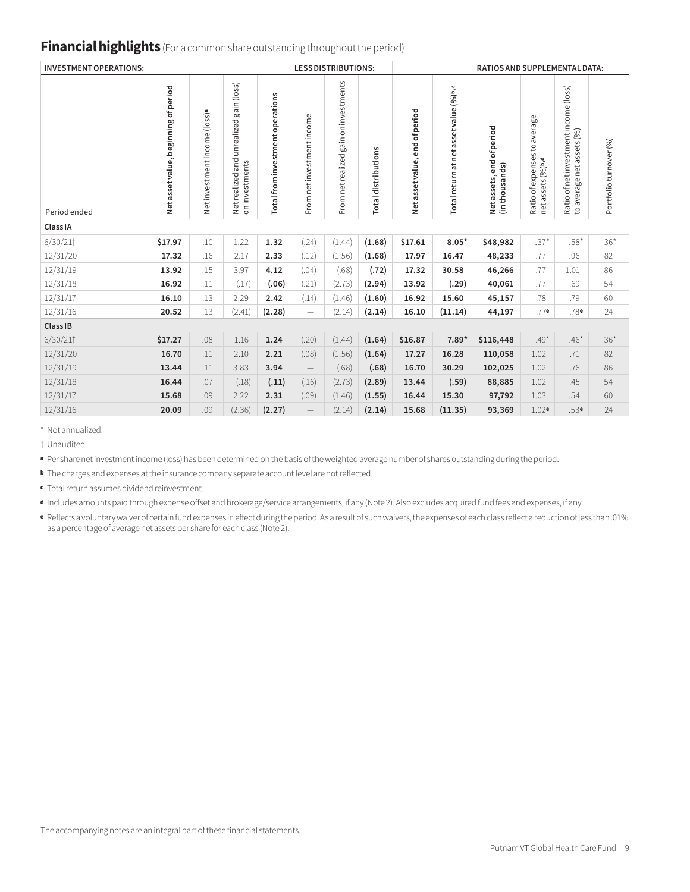## Financial highlights (For a common share outstanding throughout the period)

| | INVESTMENT OPERATIONS: | | | | LESS DISTRIBUTIONS: | | | | | RATIOS AND SUPPLEMENTAL DATA: | | | |
|---|---|---|---|---|---|---|---|---|---|---|---|---|---|
| Period ended | Net asset value, beginning of period | Net investment income (loss)[a] | Net realized and unrealized gain (loss) on investments | Total from investment operations | From net investment income | From net realized gain on investments | Total distributions | Net asset value, end of period | Total return at net asset value (%)[b,c] | Net assets, end of period (in thousands) | Ratio of expenses to average net assets (%)[b,d] | Ratio of net investment income (loss) to average net assets (%) | Portfolio turnover (%) |
| **Class IA** | | | | | | | | | | | | | |
| 6/30/21† | **$17.97** | .10 | 1.22 | **1.32** | (.24) | (1.44) | **(1.68)** | **$17.61** | **8.05*** | **$48,982** | .37* | .58* | 36* |
| 12/31/20 | **17.32** | .16 | 2.17 | **2.33** | (.12) | (1.56) | **(1.68)** | **17.97** | **16.47** | **48,233** | .77 | .96 | 82 |
| 12/31/19 | **13.92** | .15 | 3.97 | **4.12** | (.04) | (.68) | **(.72)** | **17.32** | **30.58** | **46,266** | .77 | 1.01 | 86 |
| 12/31/18 | **16.92** | .11 | (.17) | **(.06)** | (.21) | (2.73) | **(2.94)** | **13.92** | **(.29)** | **40,061** | .77 | .69 | 54 |
| 12/31/17 | **16.10** | .13 | 2.29 | **2.42** | (.14) | (1.46) | **(1.60)** | **16.92** | **15.60** | **45,157** | .78 | .79 | 60 |
| 12/31/16 | **20.52** | .13 | (2.41) | **(2.28)** | — | (2.14) | **(2.14)** | **16.10** | **(11.14)** | **44,197** | .77[e] | .78[e] | 24 |
| **Class IB** | | | | | | | | | | | | | |
| 6/30/21† | **$17.27** | .08 | 1.16 | **1.24** | (.20) | (1.44) | **(1.64)** | **$16.87** | **7.89*** | **$116,448** | .49* | .46* | 36* |
| 12/31/20 | **16.70** | .11 | 2.10 | **2.21** | (.08) | (1.56) | **(1.64)** | **17.27** | **16.28** | **110,058** | 1.02 | .71 | 82 |
| 12/31/19 | **13.44** | .11 | 3.83 | **3.94** | — | (.68) | **(.68)** | **16.70** | **30.29** | **102,025** | 1.02 | .76 | 86 |
| 12/31/18 | **16.44** | .07 | (.18) | **(.11)** | (.16) | (2.73) | **(2.89)** | **13.44** | **(.59)** | **88,885** | 1.02 | .45 | 54 |
| 12/31/17 | **15.68** | .09 | 2.22 | **2.31** | (.09) | (1.46) | **(1.55)** | **16.44** | **15.30** | **97,792** | 1.03 | .54 | 60 |
| 12/31/16 | **20.09** | .09 | (2.36) | **(2.27)** | — | (2.14) | **(2.14)** | **15.68** | **(11.35)** | **93,369** | 1.02[e] | .53[e] | 24 |

\* Not annualized.

† Unaudited.

[a] Per share net investment income (loss) has been determined on the basis of the weighted average number of shares outstanding during the period.

[b] The charges and expenses at the insurance company separate account level are not reflected.

[c] Total return assumes dividend reinvestment.

[d] Includes amounts paid through expense offset and brokerage/service arrangements, if any (Note 2). Also excludes acquired fund fees and expenses, if any.

[e] Reflects a voluntary waiver of certain fund expenses in effect during the period. As a result of such waivers, the expenses of each class reflect a reduction of less than .01% as a percentage of average net assets per share for each class (Note 2).

The accompanying notes are an integral part of these financial statements.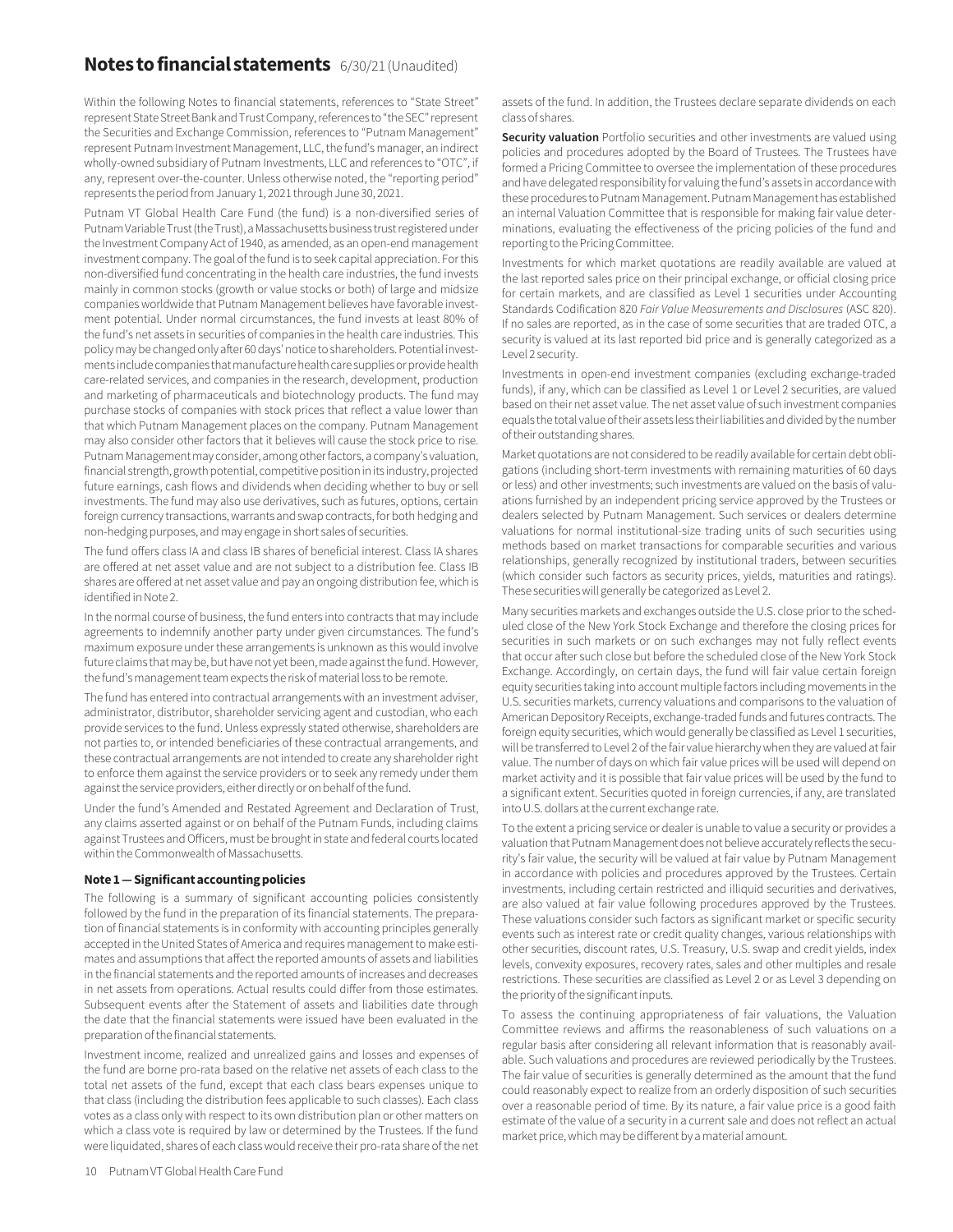# Notes to financial statements 6/30/21 (Unaudited)

Within the following Notes to financial statements, references to "State Street" represent State Street Bank and Trust Company, references to "the SEC" represent the Securities and Exchange Commission, references to "Putnam Management" represent Putnam Investment Management, LLC, the fund's manager, an indirect wholly-owned subsidiary of Putnam Investments, LLC and references to "OTC", if any, represent over-the-counter. Unless otherwise noted, the "reporting period" represents the period from January 1, 2021 through June 30, 2021.

Putnam VT Global Health Care Fund (the fund) is a non-diversified series of Putnam Variable Trust (the Trust), a Massachusetts business trust registered under the Investment Company Act of 1940, as amended, as an open-end management investment company. The goal of the fund is to seek capital appreciation. For this non-diversified fund concentrating in the health care industries, the fund invests mainly in common stocks (growth or value stocks or both) of large and midsize companies worldwide that Putnam Management believes have favorable investment potential. Under normal circumstances, the fund invests at least 80% of the fund's net assets in securities of companies in the health care industries. This policy may be changed only after 60 days' notice to shareholders. Potential investments include companies that manufacture health care supplies or provide health care-related services, and companies in the research, development, production and marketing of pharmaceuticals and biotechnology products. The fund may purchase stocks of companies with stock prices that reflect a value lower than that which Putnam Management places on the company. Putnam Management may also consider other factors that it believes will cause the stock price to rise. Putnam Management may consider, among other factors, a company's valuation, financial strength, growth potential, competitive position in its industry, projected future earnings, cash flows and dividends when deciding whether to buy or sell investments. The fund may also use derivatives, such as futures, options, certain foreign currency transactions, warrants and swap contracts, for both hedging and non-hedging purposes, and may engage in short sales of securities.

The fund offers class IA and class IB shares of beneficial interest. Class IA shares are offered at net asset value and are not subject to a distribution fee. Class IB shares are offered at net asset value and pay an ongoing distribution fee, which is identified in Note 2.

In the normal course of business, the fund enters into contracts that may include agreements to indemnify another party under given circumstances. The fund's maximum exposure under these arrangements is unknown as this would involve future claims that may be, but have not yet been, made against the fund. However, the fund's management team expects the risk of material loss to be remote.

The fund has entered into contractual arrangements with an investment adviser, administrator, distributor, shareholder servicing agent and custodian, who each provide services to the fund. Unless expressly stated otherwise, shareholders are not parties to, or intended beneficiaries of these contractual arrangements, and these contractual arrangements are not intended to create any shareholder right to enforce them against the service providers or to seek any remedy under them against the service providers, either directly or on behalf of the fund.

Under the fund's Amended and Restated Agreement and Declaration of Trust, any claims asserted against or on behalf of the Putnam Funds, including claims against Trustees and Officers, must be brought in state and federal courts located within the Commonwealth of Massachusetts.

### Note 1 — Significant accounting policies

The following is a summary of significant accounting policies consistently followed by the fund in the preparation of its financial statements. The preparation of financial statements is in conformity with accounting principles generally accepted in the United States of America and requires management to make estimates and assumptions that affect the reported amounts of assets and liabilities in the financial statements and the reported amounts of increases and decreases in net assets from operations. Actual results could differ from those estimates. Subsequent events after the Statement of assets and liabilities date through the date that the financial statements were issued have been evaluated in the preparation of the financial statements.

Investment income, realized and unrealized gains and losses and expenses of the fund are borne pro-rata based on the relative net assets of each class to the total net assets of the fund, except that each class bears expenses unique to that class (including the distribution fees applicable to such classes). Each class votes as a class only with respect to its own distribution plan or other matters on which a class vote is required by law or determined by the Trustees. If the fund were liquidated, shares of each class would receive their pro-rata share of the net assets of the fund. In addition, the Trustees declare separate dividends on each class of shares.

**Security valuation** Portfolio securities and other investments are valued using policies and procedures adopted by the Board of Trustees. The Trustees have formed a Pricing Committee to oversee the implementation of these procedures and have delegated responsibility for valuing the fund's assets in accordance with these procedures to Putnam Management. Putnam Management has established an internal Valuation Committee that is responsible for making fair value determinations, evaluating the effectiveness of the pricing policies of the fund and reporting to the Pricing Committee.

Investments for which market quotations are readily available are valued at the last reported sales price on their principal exchange, or official closing price for certain markets, and are classified as Level 1 securities under Accounting Standards Codification 820 *Fair Value Measurements and Disclosures* (ASC 820). If no sales are reported, as in the case of some securities that are traded OTC, a security is valued at its last reported bid price and is generally categorized as a Level 2 security.

Investments in open-end investment companies (excluding exchange-traded funds), if any, which can be classified as Level 1 or Level 2 securities, are valued based on their net asset value. The net asset value of such investment companies equals the total value of their assets less their liabilities and divided by the number of their outstanding shares.

Market quotations are not considered to be readily available for certain debt obligations (including short-term investments with remaining maturities of 60 days or less) and other investments; such investments are valued on the basis of valuations furnished by an independent pricing service approved by the Trustees or dealers selected by Putnam Management. Such services or dealers determine valuations for normal institutional-size trading units of such securities using methods based on market transactions for comparable securities and various relationships, generally recognized by institutional traders, between securities (which consider such factors as security prices, yields, maturities and ratings). These securities will generally be categorized as Level 2.

Many securities markets and exchanges outside the U.S. close prior to the scheduled close of the New York Stock Exchange and therefore the closing prices for securities in such markets or on such exchanges may not fully reflect events that occur after such close but before the scheduled close of the New York Stock Exchange. Accordingly, on certain days, the fund will fair value certain foreign equity securities taking into account multiple factors including movements in the U.S. securities markets, currency valuations and comparisons to the valuation of American Depository Receipts, exchange-traded funds and futures contracts. The foreign equity securities, which would generally be classified as Level 1 securities, will be transferred to Level 2 of the fair value hierarchy when they are valued at fair value. The number of days on which fair value prices will be used will depend on market activity and it is possible that fair value prices will be used by the fund to a significant extent. Securities quoted in foreign currencies, if any, are translated into U.S. dollars at the current exchange rate.

To the extent a pricing service or dealer is unable to value a security or provides a valuation that Putnam Management does not believe accurately reflects the security's fair value, the security will be valued at fair value by Putnam Management in accordance with policies and procedures approved by the Trustees. Certain investments, including certain restricted and illiquid securities and derivatives, are also valued at fair value following procedures approved by the Trustees. These valuations consider such factors as significant market or specific security events such as interest rate or credit quality changes, various relationships with other securities, discount rates, U.S. Treasury, U.S. swap and credit yields, index levels, convexity exposures, recovery rates, sales and other multiples and resale restrictions. These securities are classified as Level 2 or as Level 3 depending on the priority of the significant inputs.

To assess the continuing appropriateness of fair valuations, the Valuation Committee reviews and affirms the reasonableness of such valuations on a regular basis after considering all relevant information that is reasonably available. Such valuations and procedures are reviewed periodically by the Trustees. The fair value of securities is generally determined as the amount that the fund could reasonably expect to realize from an orderly disposition of such securities over a reasonable period of time. By its nature, a fair value price is a good faith estimate of the value of a security in a current sale and does not reflect an actual market price, which may be different by a material amount.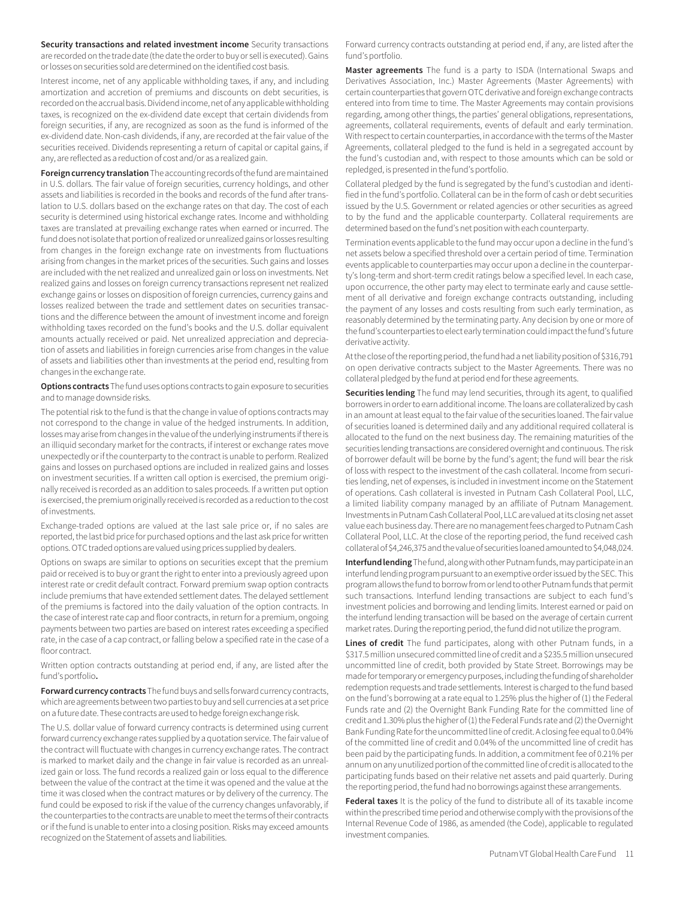**Security transactions and related investment income** Security transactions are recorded on the trade date (the date the order to buy or sell is executed). Gains or losses on securities sold are determined on the identified cost basis.

Interest income, net of any applicable withholding taxes, if any, and including amortization and accretion of premiums and discounts on debt securities, is recorded on the accrual basis. Dividend income, net of any applicable withholding taxes, is recognized on the ex-dividend date except that certain dividends from foreign securities, if any, are recognized as soon as the fund is informed of the ex-dividend date. Non-cash dividends, if any, are recorded at the fair value of the securities received. Dividends representing a return of capital or capital gains, if any, are reflected as a reduction of cost and/or as a realized gain.

**Foreign currency translation** The accounting records of the fund are maintained in U.S. dollars. The fair value of foreign securities, currency holdings, and other assets and liabilities is recorded in the books and records of the fund after translation to U.S. dollars based on the exchange rates on that day. The cost of each security is determined using historical exchange rates. Income and withholding taxes are translated at prevailing exchange rates when earned or incurred. The fund does not isolate that portion of realized or unrealized gains or losses resulting from changes in the foreign exchange rate on investments from fluctuations arising from changes in the market prices of the securities. Such gains and losses are included with the net realized and unrealized gain or loss on investments. Net realized gains and losses on foreign currency transactions represent net realized exchange gains or losses on disposition of foreign currencies, currency gains and losses realized between the trade and settlement dates on securities transactions and the difference between the amount of investment income and foreign withholding taxes recorded on the fund's books and the U.S. dollar equivalent amounts actually received or paid. Net unrealized appreciation and depreciation of assets and liabilities in foreign currencies arise from changes in the value of assets and liabilities other than investments at the period end, resulting from changes in the exchange rate.

**Options contracts** The fund uses options contracts to gain exposure to securities and to manage downside risks.

The potential risk to the fund is that the change in value of options contracts may not correspond to the change in value of the hedged instruments. In addition, losses may arise from changes in the value of the underlying instruments if there is an illiquid secondary market for the contracts, if interest or exchange rates move unexpectedly or if the counterparty to the contract is unable to perform. Realized gains and losses on purchased options are included in realized gains and losses on investment securities. If a written call option is exercised, the premium originally received is recorded as an addition to sales proceeds. If a written put option is exercised, the premium originally received is recorded as a reduction to the cost of investments.

Exchange-traded options are valued at the last sale price or, if no sales are reported, the last bid price for purchased options and the last ask price for written options. OTC traded options are valued using prices supplied by dealers.

Options on swaps are similar to options on securities except that the premium paid or received is to buy or grant the right to enter into a previously agreed upon interest rate or credit default contract. Forward premium swap option contracts include premiums that have extended settlement dates. The delayed settlement of the premiums is factored into the daily valuation of the option contracts. In the case of interest rate cap and floor contracts, in return for a premium, ongoing payments between two parties are based on interest rates exceeding a specified rate, in the case of a cap contract, or falling below a specified rate in the case of a floor contract.

Written option contracts outstanding at period end, if any, are listed after the fund's portfolio.

**Forward currency contracts** The fund buys and sells forward currency contracts, which are agreements between two parties to buy and sell currencies at a set price on a future date. These contracts are used to hedge foreign exchange risk.

The U.S. dollar value of forward currency contracts is determined using current forward currency exchange rates supplied by a quotation service. The fair value of the contract will fluctuate with changes in currency exchange rates. The contract is marked to market daily and the change in fair value is recorded as an unrealized gain or loss. The fund records a realized gain or loss equal to the difference between the value of the contract at the time it was opened and the value at the time it was closed when the contract matures or by delivery of the currency. The fund could be exposed to risk if the value of the currency changes unfavorably, if the counterparties to the contracts are unable to meet the terms of their contracts or if the fund is unable to enter into a closing position. Risks may exceed amounts recognized on the Statement of assets and liabilities.

Forward currency contracts outstanding at period end, if any, are listed after the fund's portfolio.

**Master agreements** The fund is a party to ISDA (International Swaps and Derivatives Association, Inc.) Master Agreements (Master Agreements) with certain counterparties that govern OTC derivative and foreign exchange contracts entered into from time to time. The Master Agreements may contain provisions regarding, among other things, the parties' general obligations, representations, agreements, collateral requirements, events of default and early termination. With respect to certain counterparties, in accordance with the terms of the Master Agreements, collateral pledged to the fund is held in a segregated account by the fund's custodian and, with respect to those amounts which can be sold or repledged, is presented in the fund's portfolio.

Collateral pledged by the fund is segregated by the fund's custodian and identified in the fund's portfolio. Collateral can be in the form of cash or debt securities issued by the U.S. Government or related agencies or other securities as agreed to by the fund and the applicable counterparty. Collateral requirements are determined based on the fund's net position with each counterparty.

Termination events applicable to the fund may occur upon a decline in the fund's net assets below a specified threshold over a certain period of time. Termination events applicable to counterparties may occur upon a decline in the counterparty's long-term and short-term credit ratings below a specified level. In each case, upon occurrence, the other party may elect to terminate early and cause settlement of all derivative and foreign exchange contracts outstanding, including the payment of any losses and costs resulting from such early termination, as reasonably determined by the terminating party. Any decision by one or more of the fund's counterparties to elect early termination could impact the fund's future derivative activity.

At the close of the reporting period, the fund had a net liability position of $316,791 on open derivative contracts subject to the Master Agreements. There was no collateral pledged by the fund at period end for these agreements.

**Securities lending** The fund may lend securities, through its agent, to qualified borrowers in order to earn additional income. The loans are collateralized by cash in an amount at least equal to the fair value of the securities loaned. The fair value of securities loaned is determined daily and any additional required collateral is allocated to the fund on the next business day. The remaining maturities of the securities lending transactions are considered overnight and continuous. The risk of borrower default will be borne by the fund's agent; the fund will bear the risk of loss with respect to the investment of the cash collateral. Income from securities lending, net of expenses, is included in investment income on the Statement of operations. Cash collateral is invested in Putnam Cash Collateral Pool, LLC, a limited liability company managed by an affiliate of Putnam Management. Investments in Putnam Cash Collateral Pool, LLC are valued at its closing net asset value each business day. There are no management fees charged to Putnam Cash Collateral Pool, LLC. At the close of the reporting period, the fund received cash collateral of $4,246,375 and the value of securities loaned amounted to $4,048,024.

**Interfund lending** The fund, along with other Putnam funds, may participate in an interfund lending program pursuant to an exemptive order issued by the SEC. This program allows the fund to borrow from or lend to other Putnam funds that permit such transactions. Interfund lending transactions are subject to each fund's investment policies and borrowing and lending limits. Interest earned or paid on the interfund lending transaction will be based on the average of certain current market rates. During the reporting period, the fund did not utilize the program.

**Lines of credit** The fund participates, along with other Putnam funds, in a $317.5 million unsecured committed line of credit and a $235.5 million unsecured uncommitted line of credit, both provided by State Street. Borrowings may be made for temporary or emergency purposes, including the funding of shareholder redemption requests and trade settlements. Interest is charged to the fund based on the fund's borrowing at a rate equal to 1.25% plus the higher of (1) the Federal Funds rate and (2) the Overnight Bank Funding Rate for the committed line of credit and 1.30% plus the higher of (1) the Federal Funds rate and (2) the Overnight Bank Funding Rate for the uncommitted line of credit. A closing fee equal to 0.04% of the committed line of credit and 0.04% of the uncommitted line of credit has been paid by the participating funds. In addition, a commitment fee of 0.21% per annum on any unutilized portion of the committed line of credit is allocated to the participating funds based on their relative net assets and paid quarterly. During the reporting period, the fund had no borrowings against these arrangements.

**Federal taxes** It is the policy of the fund to distribute all of its taxable income within the prescribed time period and otherwise comply with the provisions of the Internal Revenue Code of 1986, as amended (the Code), applicable to regulated investment companies.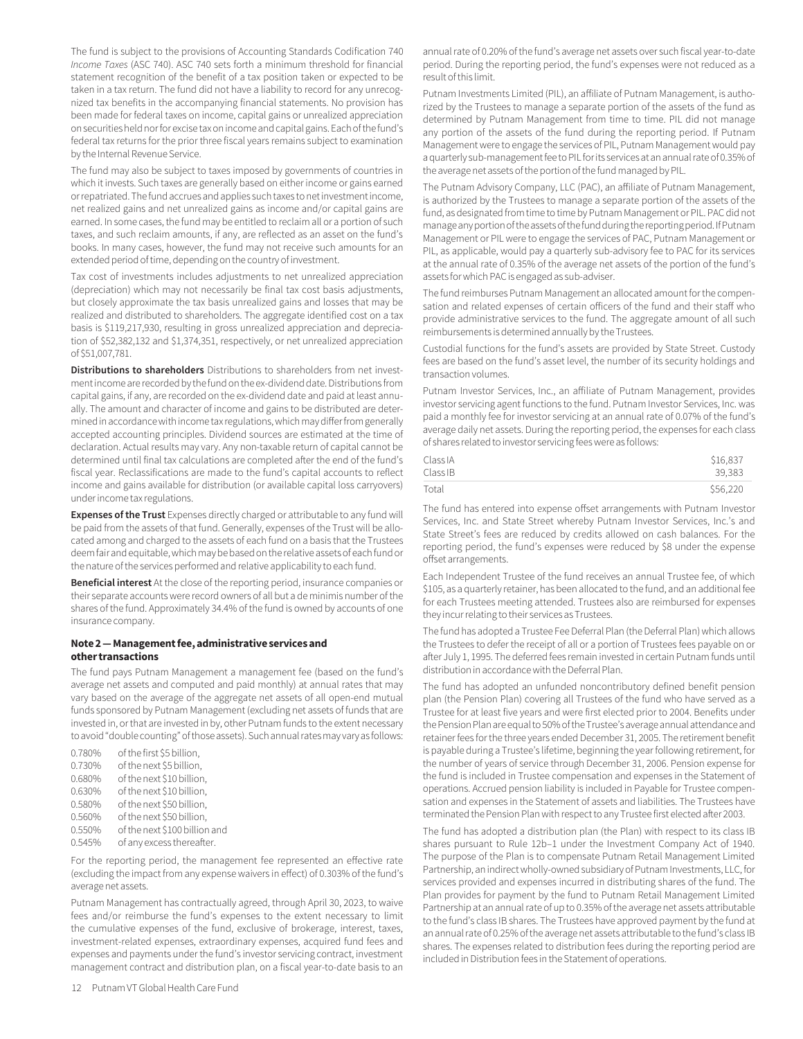The fund is subject to the provisions of Accounting Standards Codification 740 *Income Taxes* (ASC 740). ASC 740 sets forth a minimum threshold for financial statement recognition of the benefit of a tax position taken or expected to be taken in a tax return. The fund did not have a liability to record for any unrecognized tax benefits in the accompanying financial statements. No provision has been made for federal taxes on income, capital gains or unrealized appreciation on securities held nor for excise tax on income and capital gains. Each of the fund's federal tax returns for the prior three fiscal years remains subject to examination by the Internal Revenue Service.

The fund may also be subject to taxes imposed by governments of countries in which it invests. Such taxes are generally based on either income or gains earned or repatriated. The fund accrues and applies such taxes to net investment income, net realized gains and net unrealized gains as income and/or capital gains are earned. In some cases, the fund may be entitled to reclaim all or a portion of such taxes, and such reclaim amounts, if any, are reflected as an asset on the fund's books. In many cases, however, the fund may not receive such amounts for an extended period of time, depending on the country of investment.

Tax cost of investments includes adjustments to net unrealized appreciation (depreciation) which may not necessarily be final tax cost basis adjustments, but closely approximate the tax basis unrealized gains and losses that may be realized and distributed to shareholders. The aggregate identified cost on a tax basis is $119,217,930, resulting in gross unrealized appreciation and depreciation of $52,382,132 and $1,374,351, respectively, or net unrealized appreciation of $51,007,781.

**Distributions to shareholders** Distributions to shareholders from net investment income are recorded by the fund on the ex-dividend date. Distributions from capital gains, if any, are recorded on the ex-dividend date and paid at least annually. The amount and character of income and gains to be distributed are determined in accordance with income tax regulations, which may differ from generally accepted accounting principles. Dividend sources are estimated at the time of declaration. Actual results may vary. Any non-taxable return of capital cannot be determined until final tax calculations are completed after the end of the fund's fiscal year. Reclassifications are made to the fund's capital accounts to reflect income and gains available for distribution (or available capital loss carryovers) under income tax regulations.

**Expenses of the Trust** Expenses directly charged or attributable to any fund will be paid from the assets of that fund. Generally, expenses of the Trust will be allocated among and charged to the assets of each fund on a basis that the Trustees deem fair and equitable, which may be based on the relative assets of each fund or the nature of the services performed and relative applicability to each fund.

**Beneficial interest** At the close of the reporting period, insurance companies or their separate accounts were record owners of all but a de minimis number of the shares of the fund. Approximately 34.4% of the fund is owned by accounts of one insurance company.

### Note 2 — Management fee, administrative services and other transactions

The fund pays Putnam Management a management fee (based on the fund's average net assets and computed and paid monthly) at annual rates that may vary based on the average of the aggregate net assets of all open-end mutual funds sponsored by Putnam Management (excluding net assets of funds that are invested in, or that are invested in by, other Putnam funds to the extent necessary to avoid "double counting" of those assets). Such annual rates may vary as follows:

| | |
|---|---|
| 0.780% | of the first $5 billion, |
| 0.730% | of the next $5 billion, |
| 0.680% | of the next $10 billion, |
| 0.630% | of the next $10 billion, |
| 0.580% | of the next $50 billion, |
| 0.560% | of the next $50 billion, |
| 0.550% | of the next $100 billion and |
| 0.545% | of any excess thereafter. |

For the reporting period, the management fee represented an effective rate (excluding the impact from any expense waivers in effect) of 0.303% of the fund's average net assets.

Putnam Management has contractually agreed, through April 30, 2023, to waive fees and/or reimburse the fund's expenses to the extent necessary to limit the cumulative expenses of the fund, exclusive of brokerage, interest, taxes, investment-related expenses, extraordinary expenses, acquired fund fees and expenses and payments under the fund's investor servicing contract, investment management contract and distribution plan, on a fiscal year-to-date basis to an annual rate of 0.20% of the fund's average net assets over such fiscal year-to-date period. During the reporting period, the fund's expenses were not reduced as a result of this limit.

Putnam Investments Limited (PIL), an affiliate of Putnam Management, is authorized by the Trustees to manage a separate portion of the assets of the fund as determined by Putnam Management from time to time. PIL did not manage any portion of the assets of the fund during the reporting period. If Putnam Management were to engage the services of PIL, Putnam Management would pay a quarterly sub-management fee to PIL for its services at an annual rate of 0.35% of the average net assets of the portion of the fund managed by PIL.

The Putnam Advisory Company, LLC (PAC), an affiliate of Putnam Management, is authorized by the Trustees to manage a separate portion of the assets of the fund, as designated from time to time by Putnam Management or PIL. PAC did not manage any portion of the assets of the fund during the reporting period. If Putnam Management or PIL were to engage the services of PAC, Putnam Management or PIL, as applicable, would pay a quarterly sub-advisory fee to PAC for its services at the annual rate of 0.35% of the average net assets of the portion of the fund's assets for which PAC is engaged as sub-adviser.

The fund reimburses Putnam Management an allocated amount for the compensation and related expenses of certain officers of the fund and their staff who provide administrative services to the fund. The aggregate amount of all such reimbursements is determined annually by the Trustees.

Custodial functions for the fund's assets are provided by State Street. Custody fees are based on the fund's asset level, the number of its security holdings and transaction volumes.

Putnam Investor Services, Inc., an affiliate of Putnam Management, provides investor servicing agent functions to the fund. Putnam Investor Services, Inc. was paid a monthly fee for investor servicing at an annual rate of 0.07% of the fund's average daily net assets. During the reporting period, the expenses for each class of shares related to investor servicing fees were as follows:

| | |
|---|---|
| Class IA | $16,837 |
| Class IB | 39,383 |
| Total | $56,220 |

The fund has entered into expense offset arrangements with Putnam Investor Services, Inc. and State Street whereby Putnam Investor Services, Inc.'s and State Street's fees are reduced by credits allowed on cash balances. For the reporting period, the fund's expenses were reduced by $8 under the expense offset arrangements.

Each Independent Trustee of the fund receives an annual Trustee fee, of which $105, as a quarterly retainer, has been allocated to the fund, and an additional fee for each Trustees meeting attended. Trustees also are reimbursed for expenses they incur relating to their services as Trustees.

The fund has adopted a Trustee Fee Deferral Plan (the Deferral Plan) which allows the Trustees to defer the receipt of all or a portion of Trustees fees payable on or after July 1, 1995. The deferred fees remain invested in certain Putnam funds until distribution in accordance with the Deferral Plan.

The fund has adopted an unfunded noncontributory defined benefit pension plan (the Pension Plan) covering all Trustees of the fund who have served as a Trustee for at least five years and were first elected prior to 2004. Benefits under the Pension Plan are equal to 50% of the Trustee's average annual attendance and retainer fees for the three years ended December 31, 2005. The retirement benefit is payable during a Trustee's lifetime, beginning the year following retirement, for the number of years of service through December 31, 2006. Pension expense for the fund is included in Trustee compensation and expenses in the Statement of operations. Accrued pension liability is included in Payable for Trustee compensation and expenses in the Statement of assets and liabilities. The Trustees have terminated the Pension Plan with respect to any Trustee first elected after 2003.

The fund has adopted a distribution plan (the Plan) with respect to its class IB shares pursuant to Rule 12b–1 under the Investment Company Act of 1940. The purpose of the Plan is to compensate Putnam Retail Management Limited Partnership, an indirect wholly-owned subsidiary of Putnam Investments, LLC, for services provided and expenses incurred in distributing shares of the fund. The Plan provides for payment by the fund to Putnam Retail Management Limited Partnership at an annual rate of up to 0.35% of the average net assets attributable to the fund's class IB shares. The Trustees have approved payment by the fund at an annual rate of 0.25% of the average net assets attributable to the fund's class IB shares. The expenses related to distribution fees during the reporting period are included in Distribution fees in the Statement of operations.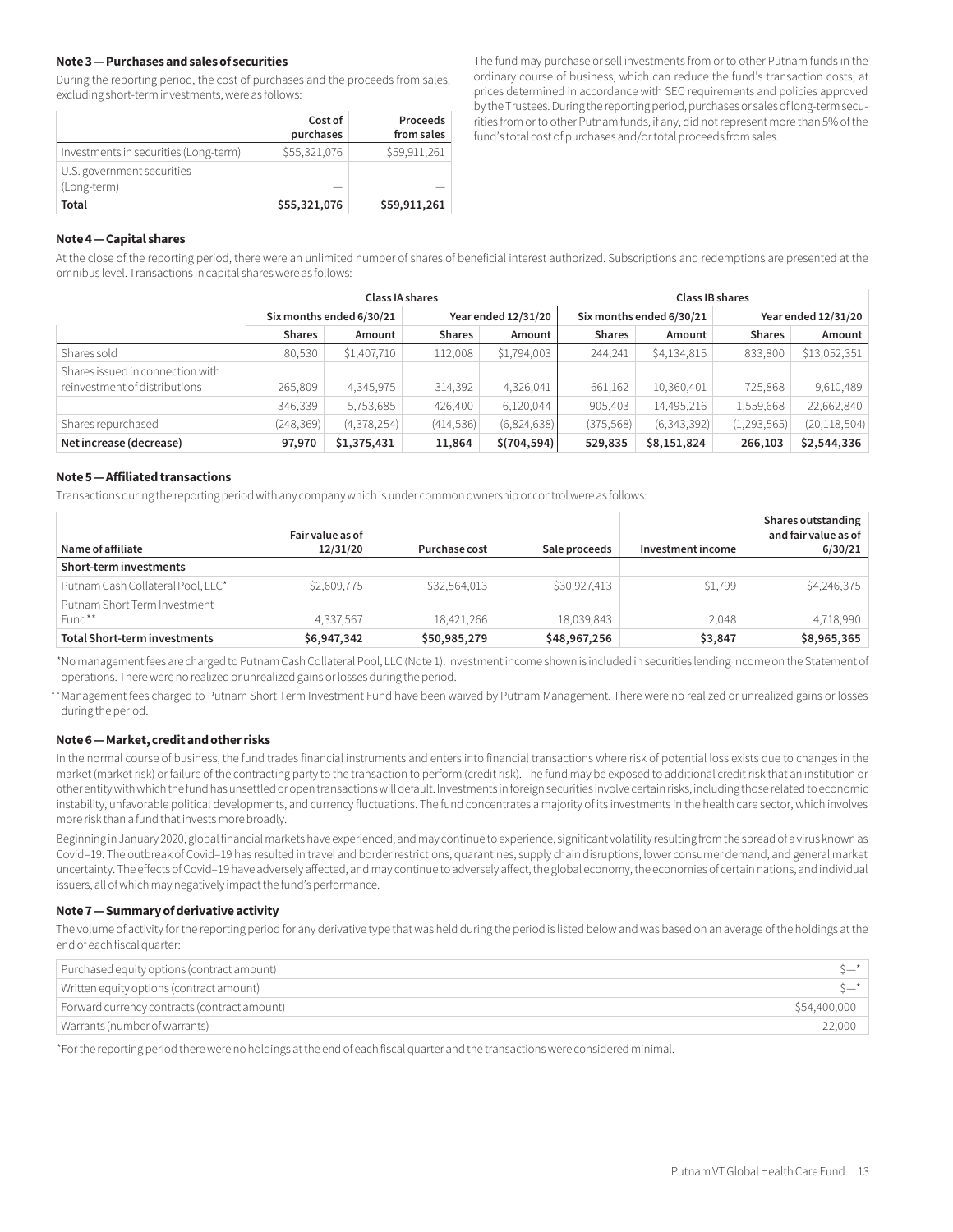#### Note 3 — Purchases and sales of securities

During the reporting period, the cost of purchases and the proceeds from sales, excluding short-term investments, were as follows:

| | Cost of purchases | Proceeds from sales |
|---|---|---|
| Investments in securities (Long-term) | $55,321,076 | $59,911,261 |
| U.S. government securities (Long-term) | — | — |
| **Total** | **$55,321,076** | **$59,911,261** |

The fund may purchase or sell investments from or to other Putnam funds in the ordinary course of business, which can reduce the fund's transaction costs, at prices determined in accordance with SEC requirements and policies approved by the Trustees. During the reporting period, purchases or sales of long-term securities from or to other Putnam funds, if any, did not represent more than 5% of the fund's total cost of purchases and/or total proceeds from sales.

#### Note 4 — Capital shares

At the close of the reporting period, there were an unlimited number of shares of beneficial interest authorized. Subscriptions and redemptions are presented at the omnibus level. Transactions in capital shares were as follows:

| | Class IA shares | | | | Class IB shares | | | |
|---|---|---|---|---|---|---|---|---|
| | Six months ended 6/30/21 | | Year ended 12/31/20 | | Six months ended 6/30/21 | | Year ended 12/31/20 | |
| | **Shares** | **Amount** | **Shares** | **Amount** | **Shares** | **Amount** | **Shares** | **Amount** |
| Shares sold | 80,530 | $1,407,710 | 112,008 | $1,794,003 | 244,241 | $4,134,815 | 833,800 | $13,052,351 |
| Shares issued in connection with reinvestment of distributions | 265,809 | 4,345,975 | 314,392 | 4,326,041 | 661,162 | 10,360,401 | 725,868 | 9,610,489 |
| | 346,339 | 5,753,685 | 426,400 | 6,120,044 | 905,403 | 14,495,216 | 1,559,668 | 22,662,840 |
| Shares repurchased | (248,369) | (4,378,254) | (414,536) | (6,824,638) | (375,568) | (6,343,392) | (1,293,565) | (20,118,504) |
| **Net increase (decrease)** | **97,970** | **$1,375,431** | **11,864** | **$(704,594)** | **529,835** | **$8,151,824** | **266,103** | **$2,544,336** |

#### Note 5 — Affiliated transactions

Transactions during the reporting period with any company which is under common ownership or control were as follows:

| Name of affiliate | Fair value as of 12/31/20 | Purchase cost | Sale proceeds | Investment income | Shares outstanding and fair value as of 6/30/21 |
|---|---|---|---|---|---|
| **Short-term investments** | | | | | |
| Putnam Cash Collateral Pool, LLC* | $2,609,775 | $32,564,013 | $30,927,413 | $1,799 | $4,246,375 |
| Putnam Short Term Investment Fund** | 4,337,567 | 18,421,266 | 18,039,843 | 2,048 | 4,718,990 |
| **Total Short-term investments** | **$6,947,342** | **$50,985,279** | **$48,967,256** | **$3,847** | **$8,965,365** |

*No management fees are charged to Putnam Cash Collateral Pool, LLC (Note 1). Investment income shown is included in securities lending income on the Statement of operations. There were no realized or unrealized gains or losses during the period.

**Management fees charged to Putnam Short Term Investment Fund have been waived by Putnam Management. There were no realized or unrealized gains or losses during the period.

#### Note 6 — Market, credit and other risks

In the normal course of business, the fund trades financial instruments and enters into financial transactions where risk of potential loss exists due to changes in the market (market risk) or failure of the contracting party to the transaction to perform (credit risk). The fund may be exposed to additional credit risk that an institution or other entity with which the fund has unsettled or open transactions will default. Investments in foreign securities involve certain risks, including those related to economic instability, unfavorable political developments, and currency fluctuations. The fund concentrates a majority of its investments in the health care sector, which involves more risk than a fund that invests more broadly.

Beginning in January 2020, global financial markets have experienced, and may continue to experience, significant volatility resulting from the spread of a virus known as Covid–19. The outbreak of Covid–19 has resulted in travel and border restrictions, quarantines, supply chain disruptions, lower consumer demand, and general market uncertainty. The effects of Covid–19 have adversely affected, and may continue to adversely affect, the global economy, the economies of certain nations, and individual issuers, all of which may negatively impact the fund's performance.

#### Note 7 — Summary of derivative activity

The volume of activity for the reporting period for any derivative type that was held during the period is listed below and was based on an average of the holdings at the end of each fiscal quarter:

| | |
|---|---|
| Purchased equity options (contract amount) | $—* |
| Written equity options (contract amount) | $—* |
| Forward currency contracts (contract amount) | $54,400,000 |
| Warrants (number of warrants) | 22,000 |

*For the reporting period there were no holdings at the end of each fiscal quarter and the transactions were considered minimal.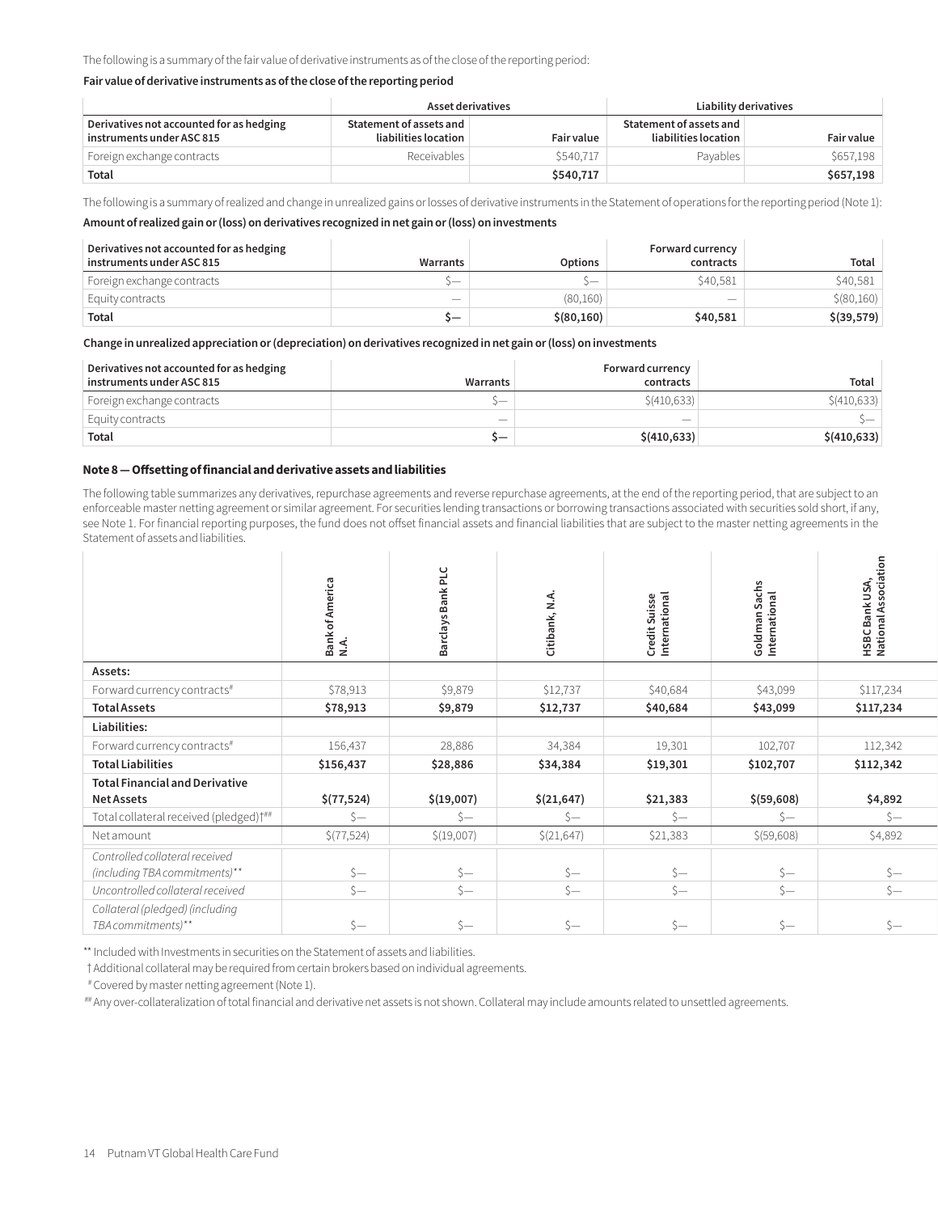The following is a summary of the fair value of derivative instruments as of the close of the reporting period:

**Fair value of derivative instruments as of the close of the reporting period**

| | Asset derivatives | | Liability derivatives | |
|---|---|---|---|---|
| **Derivatives not accounted for as hedging instruments under ASC 815** | **Statement of assets and liabilities location** | **Fair value** | **Statement of assets and liabilities location** | **Fair value** |
| Foreign exchange contracts | Receivables | $540,717 | Payables | $657,198 |
| **Total** | | **$540,717** | | **$657,198** |

The following is a summary of realized and change in unrealized gains or losses of derivative instruments in the Statement of operations for the reporting period (Note 1):

**Amount of realized gain or (loss) on derivatives recognized in net gain or (loss) on investments**

| Derivatives not accounted for as hedging instruments under ASC 815 | Warrants | Options | Forward currency contracts | Total |
|---|---|---|---|---|
| Foreign exchange contracts | $— | $— | $40,581 | $40,581 |
| Equity contracts | — | (80,160) | — | $(80,160) |
| **Total** | **$—** | **$(80,160)** | **$40,581** | **$(39,579)** |

**Change in unrealized appreciation or (depreciation) on derivatives recognized in net gain or (loss) on investments**

| Derivatives not accounted for as hedging instruments under ASC 815 | Warrants | Forward currency contracts | Total |
|---|---|---|---|
| Foreign exchange contracts | $— | $(410,633) | $(410,633) |
| Equity contracts | — | — | $— |
| **Total** | **$—** | **$(410,633)** | **$(410,633)** |

### Note 8 — Offsetting of financial and derivative assets and liabilities

The following table summarizes any derivatives, repurchase agreements and reverse repurchase agreements, at the end of the reporting period, that are subject to an enforceable master netting agreement or similar agreement. For securities lending transactions or borrowing transactions associated with securities sold short, if any, see Note 1. For financial reporting purposes, the fund does not offset financial assets and financial liabilities that are subject to the master netting agreements in the Statement of assets and liabilities.

| | Bank of America N.A. | Barclays Bank PLC | Citibank, N.A. | Credit Suisse International | Goldman Sachs International | HSBC Bank USA, National Association |
|---|---|---|---|---|---|---|
| **Assets:** | | | | | | |
| Forward currency contracts[#] | $78,913 | $9,879 | $12,737 | $40,684 | $43,099 | $117,234 |
| **Total Assets** | **$78,913** | **$9,879** | **$12,737** | **$40,684** | **$43,099** | **$117,234** |
| **Liabilities:** | | | | | | |
| Forward currency contracts[#] | 156,437 | 28,886 | 34,384 | 19,301 | 102,707 | 112,342 |
| **Total Liabilities** | **$156,437** | **$28,886** | **$34,384** | **$19,301** | **$102,707** | **$112,342** |
| **Total Financial and Derivative Net Assets** | **$(77,524)** | **$(19,007)** | **$(21,647)** | **$21,383** | **$(59,608)** | **$4,892** |
| Total collateral received (pledged)[†##] | $— | $— | $— | $— | $— | $— |
| Net amount | $(77,524) | $(19,007) | $(21,647) | $21,383 | $(59,608) | $4,892 |
| *Controlled collateral received (including TBA commitments)*** | $— | $— | $— | $— | $— | $— |
| *Uncontrolled collateral received* | $— | $— | $— | $— | $— | $— |
| *Collateral (pledged) (including TBA commitments)*** | $— | $— | $— | $— | $— | $— |

** Included with Investments in securities on the Statement of assets and liabilities.

† Additional collateral may be required from certain brokers based on individual agreements.

[#] Covered by master netting agreement (Note 1).

[##] Any over-collateralization of total financial and derivative net assets is not shown. Collateral may include amounts related to unsettled agreements.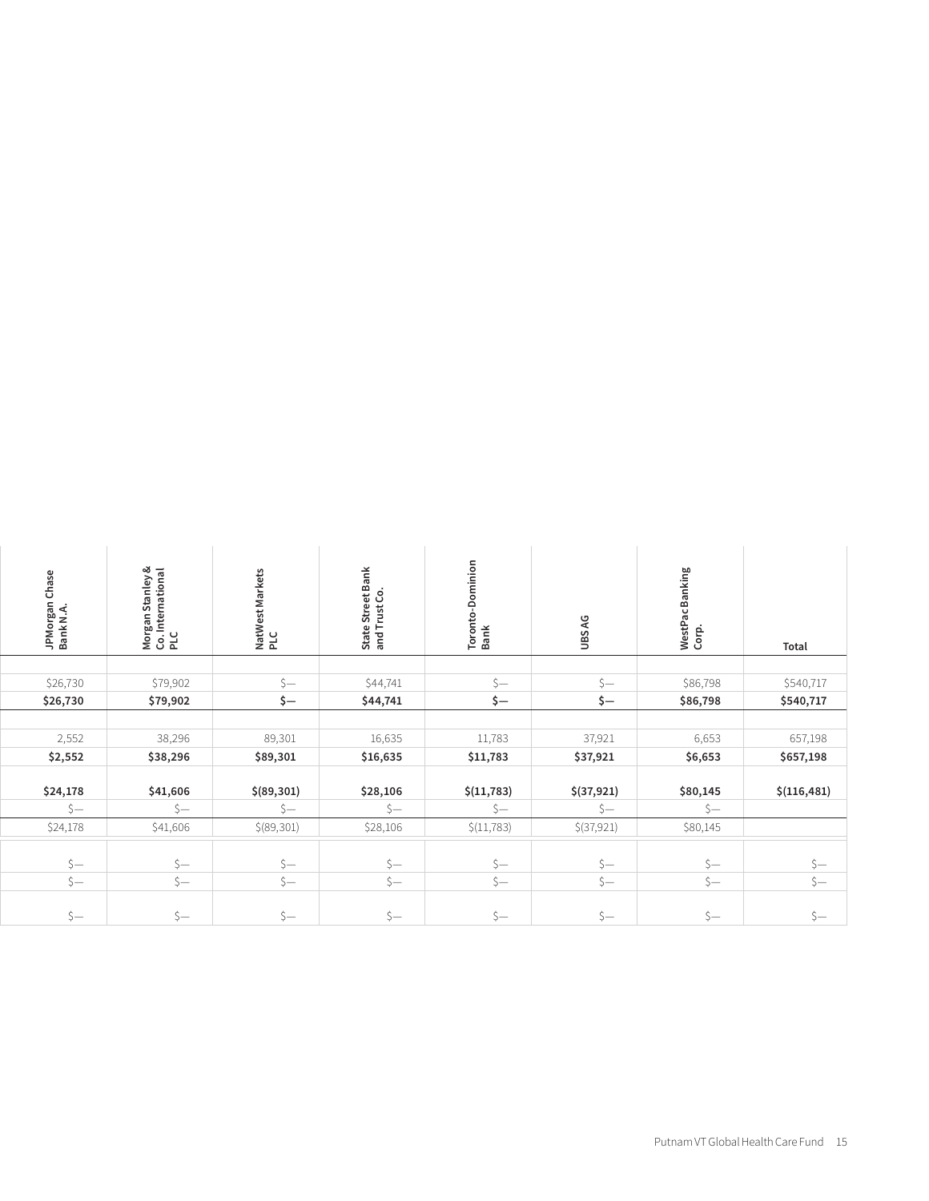| JPMorgan Chase Bank N.A. | Morgan Stanley & Co. International PLC | NatWest Markets PLC | State Street Bank and Trust Co. | Toronto-Dominion Bank | UBS AG | WestPac Banking Corp. | Total |
|---|---|---|---|---|---|---|---|
| | | | | | | | |
| $26,730 | $79,902 | $— | $44,741 | $— | $— | $86,798 | $540,717 |
| **$26,730** | **$79,902** | **$—** | **$44,741** | **$—** | **$—** | **$86,798** | **$540,717** |
| | | | | | | | |
| 2,552 | 38,296 | 89,301 | 16,635 | 11,783 | 37,921 | 6,653 | 657,198 |
| **$2,552** | **$38,296** | **$89,301** | **$16,635** | **$11,783** | **$37,921** | **$6,653** | **$657,198** |
| **$24,178** | **$41,606** | **$(89,301)** | **$28,106** | **$(11,783)** | **$(37,921)** | **$80,145** | **$(116,481)** |
| $— | $— | $— | $— | $— | $— | $— | |
| $24,178 | $41,606 | $(89,301) | $28,106 | $(11,783) | $(37,921) | $80,145 | |
| | | | | | | | |
| $— | $— | $— | $— | $— | $— | $— | $— |
| $— | $— | $— | $— | $— | $— | $— | $— |
| $— | $— | $— | $— | $— | $— | $— | $— |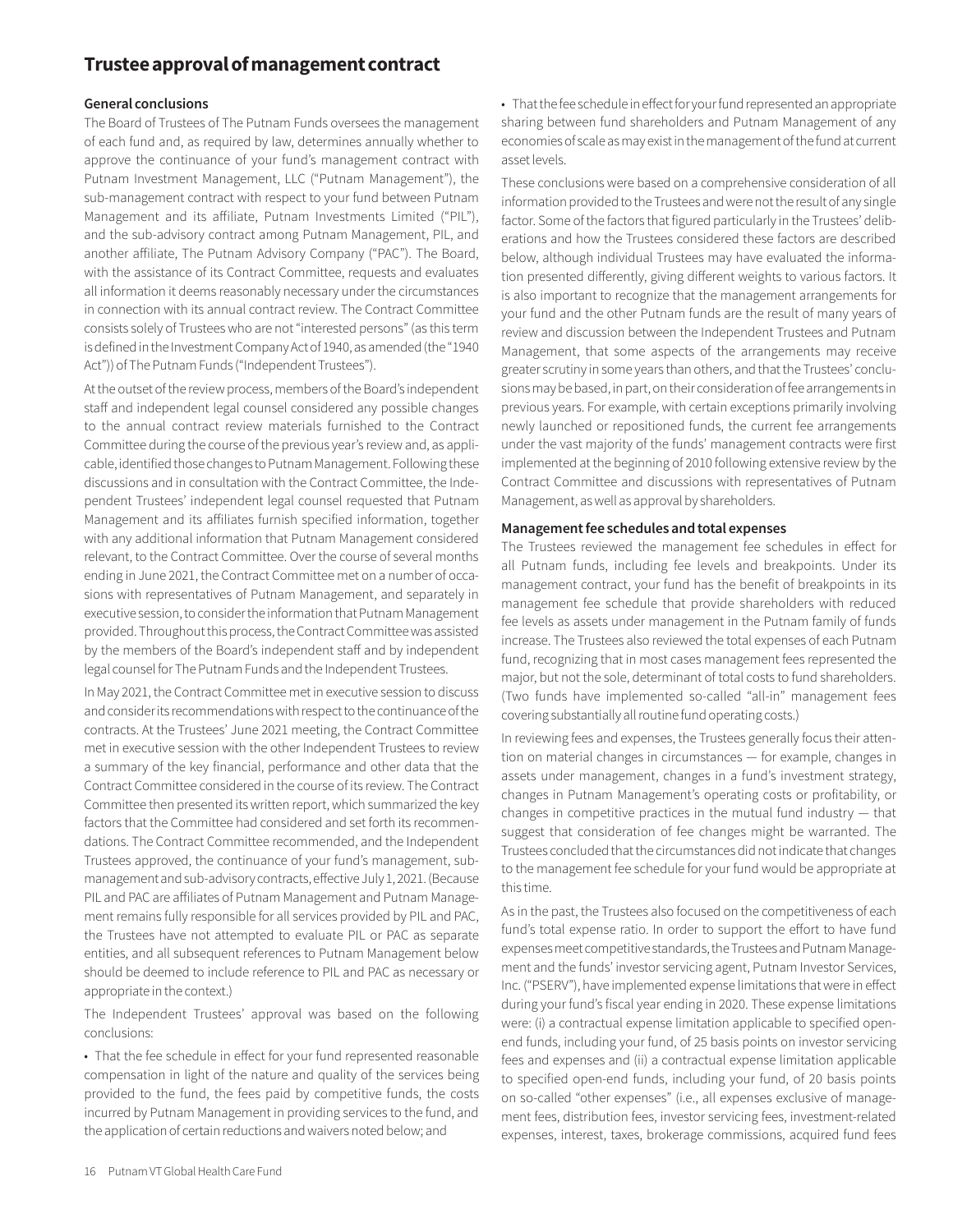## Trustee approval of management contract

### General conclusions

The Board of Trustees of The Putnam Funds oversees the management of each fund and, as required by law, determines annually whether to approve the continuance of your fund's management contract with Putnam Investment Management, LLC ("Putnam Management"), the sub-management contract with respect to your fund between Putnam Management and its affiliate, Putnam Investments Limited ("PIL"), and the sub-advisory contract among Putnam Management, PIL, and another affiliate, The Putnam Advisory Company ("PAC"). The Board, with the assistance of its Contract Committee, requests and evaluates all information it deems reasonably necessary under the circumstances in connection with its annual contract review. The Contract Committee consists solely of Trustees who are not "interested persons" (as this term is defined in the Investment Company Act of 1940, as amended (the "1940 Act")) of The Putnam Funds ("Independent Trustees").

At the outset of the review process, members of the Board's independent staff and independent legal counsel considered any possible changes to the annual contract review materials furnished to the Contract Committee during the course of the previous year's review and, as applicable, identified those changes to Putnam Management. Following these discussions and in consultation with the Contract Committee, the Independent Trustees' independent legal counsel requested that Putnam Management and its affiliates furnish specified information, together with any additional information that Putnam Management considered relevant, to the Contract Committee. Over the course of several months ending in June 2021, the Contract Committee met on a number of occasions with representatives of Putnam Management, and separately in executive session, to consider the information that Putnam Management provided. Throughout this process, the Contract Committee was assisted by the members of the Board's independent staff and by independent legal counsel for The Putnam Funds and the Independent Trustees.

In May 2021, the Contract Committee met in executive session to discuss and consider its recommendations with respect to the continuance of the contracts. At the Trustees' June 2021 meeting, the Contract Committee met in executive session with the other Independent Trustees to review a summary of the key financial, performance and other data that the Contract Committee considered in the course of its review. The Contract Committee then presented its written report, which summarized the key factors that the Committee had considered and set forth its recommendations. The Contract Committee recommended, and the Independent Trustees approved, the continuance of your fund's management, sub-management and sub-advisory contracts, effective July 1, 2021. (Because PIL and PAC are affiliates of Putnam Management and Putnam Management remains fully responsible for all services provided by PIL and PAC, the Trustees have not attempted to evaluate PIL or PAC as separate entities, and all subsequent references to Putnam Management below should be deemed to include reference to PIL and PAC as necessary or appropriate in the context.)

The Independent Trustees' approval was based on the following conclusions:

- That the fee schedule in effect for your fund represented reasonable compensation in light of the nature and quality of the services being provided to the fund, the fees paid by competitive funds, the costs incurred by Putnam Management in providing services to the fund, and the application of certain reductions and waivers noted below; and
- That the fee schedule in effect for your fund represented an appropriate sharing between fund shareholders and Putnam Management of any economies of scale as may exist in the management of the fund at current asset levels.

These conclusions were based on a comprehensive consideration of all information provided to the Trustees and were not the result of any single factor. Some of the factors that figured particularly in the Trustees' deliberations and how the Trustees considered these factors are described below, although individual Trustees may have evaluated the information presented differently, giving different weights to various factors. It is also important to recognize that the management arrangements for your fund and the other Putnam funds are the result of many years of review and discussion between the Independent Trustees and Putnam Management, that some aspects of the arrangements may receive greater scrutiny in some years than others, and that the Trustees' conclusions may be based, in part, on their consideration of fee arrangements in previous years. For example, with certain exceptions primarily involving newly launched or repositioned funds, the current fee arrangements under the vast majority of the funds' management contracts were first implemented at the beginning of 2010 following extensive review by the Contract Committee and discussions with representatives of Putnam Management, as well as approval by shareholders.

### Management fee schedules and total expenses

The Trustees reviewed the management fee schedules in effect for all Putnam funds, including fee levels and breakpoints. Under its management contract, your fund has the benefit of breakpoints in its management fee schedule that provide shareholders with reduced fee levels as assets under management in the Putnam family of funds increase. The Trustees also reviewed the total expenses of each Putnam fund, recognizing that in most cases management fees represented the major, but not the sole, determinant of total costs to fund shareholders. (Two funds have implemented so-called "all-in" management fees covering substantially all routine fund operating costs.)

In reviewing fees and expenses, the Trustees generally focus their attention on material changes in circumstances — for example, changes in assets under management, changes in a fund's investment strategy, changes in Putnam Management's operating costs or profitability, or changes in competitive practices in the mutual fund industry — that suggest that consideration of fee changes might be warranted. The Trustees concluded that the circumstances did not indicate that changes to the management fee schedule for your fund would be appropriate at this time.

As in the past, the Trustees also focused on the competitiveness of each fund's total expense ratio. In order to support the effort to have fund expenses meet competitive standards, the Trustees and Putnam Management and the funds' investor servicing agent, Putnam Investor Services, Inc. ("PSERV"), have implemented expense limitations that were in effect during your fund's fiscal year ending in 2020. These expense limitations were: (i) a contractual expense limitation applicable to specified open-end funds, including your fund, of 25 basis points on investor servicing fees and expenses and (ii) a contractual expense limitation applicable to specified open-end funds, including your fund, of 20 basis points on so-called "other expenses" (i.e., all expenses exclusive of management fees, distribution fees, investor servicing fees, investment-related expenses, interest, taxes, brokerage commissions, acquired fund fees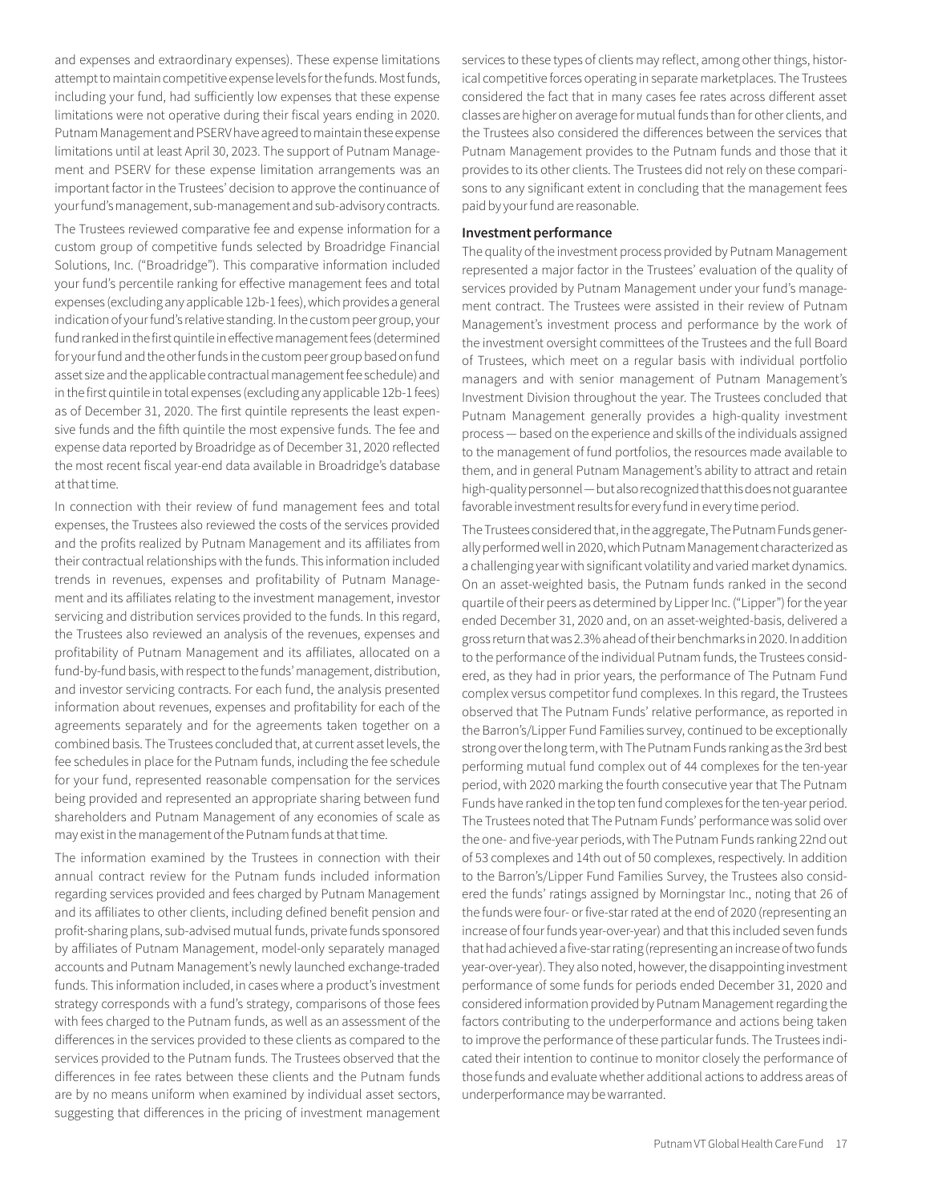and expenses and extraordinary expenses). These expense limitations attempt to maintain competitive expense levels for the funds. Most funds, including your fund, had sufficiently low expenses that these expense limitations were not operative during their fiscal years ending in 2020. Putnam Management and PSERV have agreed to maintain these expense limitations until at least April 30, 2023. The support of Putnam Management and PSERV for these expense limitation arrangements was an important factor in the Trustees' decision to approve the continuance of your fund's management, sub-management and sub-advisory contracts.

The Trustees reviewed comparative fee and expense information for a custom group of competitive funds selected by Broadridge Financial Solutions, Inc. ("Broadridge"). This comparative information included your fund's percentile ranking for effective management fees and total expenses (excluding any applicable 12b-1 fees), which provides a general indication of your fund's relative standing. In the custom peer group, your fund ranked in the first quintile in effective management fees (determined for your fund and the other funds in the custom peer group based on fund asset size and the applicable contractual management fee schedule) and in the first quintile in total expenses (excluding any applicable 12b-1 fees) as of December 31, 2020. The first quintile represents the least expensive funds and the fifth quintile the most expensive funds. The fee and expense data reported by Broadridge as of December 31, 2020 reflected the most recent fiscal year-end data available in Broadridge's database at that time.

In connection with their review of fund management fees and total expenses, the Trustees also reviewed the costs of the services provided and the profits realized by Putnam Management and its affiliates from their contractual relationships with the funds. This information included trends in revenues, expenses and profitability of Putnam Management and its affiliates relating to the investment management, investor servicing and distribution services provided to the funds. In this regard, the Trustees also reviewed an analysis of the revenues, expenses and profitability of Putnam Management and its affiliates, allocated on a fund-by-fund basis, with respect to the funds' management, distribution, and investor servicing contracts. For each fund, the analysis presented information about revenues, expenses and profitability for each of the agreements separately and for the agreements taken together on a combined basis. The Trustees concluded that, at current asset levels, the fee schedules in place for the Putnam funds, including the fee schedule for your fund, represented reasonable compensation for the services being provided and represented an appropriate sharing between fund shareholders and Putnam Management of any economies of scale as may exist in the management of the Putnam funds at that time.

The information examined by the Trustees in connection with their annual contract review for the Putnam funds included information regarding services provided and fees charged by Putnam Management and its affiliates to other clients, including defined benefit pension and profit-sharing plans, sub-advised mutual funds, private funds sponsored by affiliates of Putnam Management, model-only separately managed accounts and Putnam Management's newly launched exchange-traded funds. This information included, in cases where a product's investment strategy corresponds with a fund's strategy, comparisons of those fees with fees charged to the Putnam funds, as well as an assessment of the differences in the services provided to these clients as compared to the services provided to the Putnam funds. The Trustees observed that the differences in fee rates between these clients and the Putnam funds are by no means uniform when examined by individual asset sectors, suggesting that differences in the pricing of investment management services to these types of clients may reflect, among other things, historical competitive forces operating in separate marketplaces. The Trustees considered the fact that in many cases fee rates across different asset classes are higher on average for mutual funds than for other clients, and the Trustees also considered the differences between the services that Putnam Management provides to the Putnam funds and those that it provides to its other clients. The Trustees did not rely on these comparisons to any significant extent in concluding that the management fees paid by your fund are reasonable.

**Investment performance**

The quality of the investment process provided by Putnam Management represented a major factor in the Trustees' evaluation of the quality of services provided by Putnam Management under your fund's management contract. The Trustees were assisted in their review of Putnam Management's investment process and performance by the work of the investment oversight committees of the Trustees and the full Board of Trustees, which meet on a regular basis with individual portfolio managers and with senior management of Putnam Management's Investment Division throughout the year. The Trustees concluded that Putnam Management generally provides a high-quality investment process — based on the experience and skills of the individuals assigned to the management of fund portfolios, the resources made available to them, and in general Putnam Management's ability to attract and retain high-quality personnel — but also recognized that this does not guarantee favorable investment results for every fund in every time period.

The Trustees considered that, in the aggregate, The Putnam Funds generally performed well in 2020, which Putnam Management characterized as a challenging year with significant volatility and varied market dynamics. On an asset-weighted basis, the Putnam funds ranked in the second quartile of their peers as determined by Lipper Inc. ("Lipper") for the year ended December 31, 2020 and, on an asset-weighted-basis, delivered a gross return that was 2.3% ahead of their benchmarks in 2020. In addition to the performance of the individual Putnam funds, the Trustees considered, as they had in prior years, the performance of The Putnam Fund complex versus competitor fund complexes. In this regard, the Trustees observed that The Putnam Funds' relative performance, as reported in the Barron's/Lipper Fund Families survey, continued to be exceptionally strong over the long term, with The Putnam Funds ranking as the 3rd best performing mutual fund complex out of 44 complexes for the ten-year period, with 2020 marking the fourth consecutive year that The Putnam Funds have ranked in the top ten fund complexes for the ten-year period. The Trustees noted that The Putnam Funds' performance was solid over the one- and five-year periods, with The Putnam Funds ranking 22nd out of 53 complexes and 14th out of 50 complexes, respectively. In addition to the Barron's/Lipper Fund Families Survey, the Trustees also considered the funds' ratings assigned by Morningstar Inc., noting that 26 of the funds were four- or five-star rated at the end of 2020 (representing an increase of four funds year-over-year) and that this included seven funds that had achieved a five-star rating (representing an increase of two funds year-over-year). They also noted, however, the disappointing investment performance of some funds for periods ended December 31, 2020 and considered information provided by Putnam Management regarding the factors contributing to the underperformance and actions being taken to improve the performance of these particular funds. The Trustees indicated their intention to continue to monitor closely the performance of those funds and evaluate whether additional actions to address areas of underperformance may be warranted.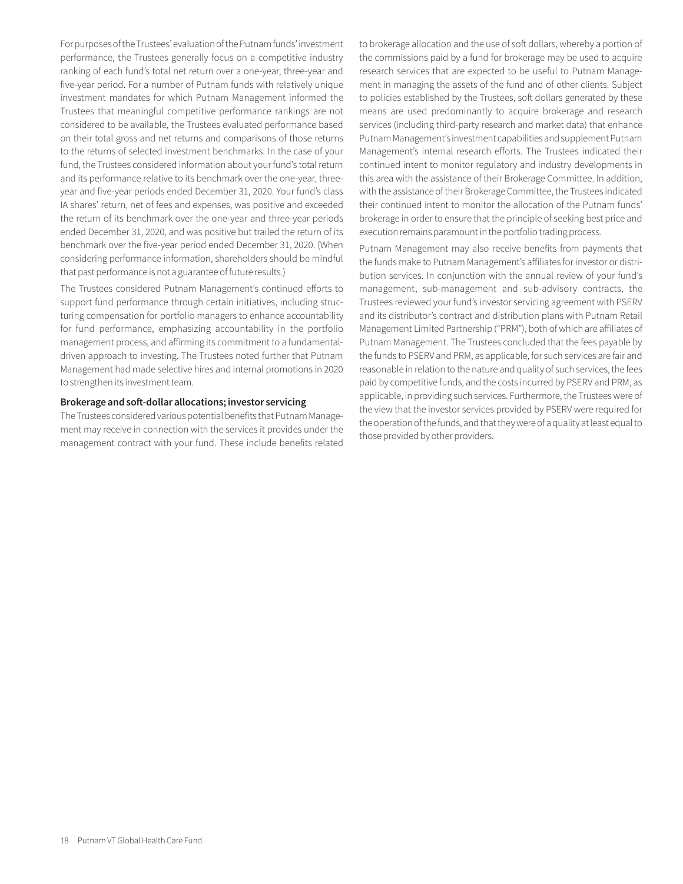For purposes of the Trustees' evaluation of the Putnam funds' investment performance, the Trustees generally focus on a competitive industry ranking of each fund's total net return over a one-year, three-year and five-year period. For a number of Putnam funds with relatively unique investment mandates for which Putnam Management informed the Trustees that meaningful competitive performance rankings are not considered to be available, the Trustees evaluated performance based on their total gross and net returns and comparisons of those returns to the returns of selected investment benchmarks. In the case of your fund, the Trustees considered information about your fund's total return and its performance relative to its benchmark over the one-year, three-year and five-year periods ended December 31, 2020. Your fund's class IA shares' return, net of fees and expenses, was positive and exceeded the return of its benchmark over the one-year and three-year periods ended December 31, 2020, and was positive but trailed the return of its benchmark over the five-year period ended December 31, 2020. (When considering performance information, shareholders should be mindful that past performance is not a guarantee of future results.)

The Trustees considered Putnam Management's continued efforts to support fund performance through certain initiatives, including structuring compensation for portfolio managers to enhance accountability for fund performance, emphasizing accountability in the portfolio management process, and affirming its commitment to a fundamental-driven approach to investing. The Trustees noted further that Putnam Management had made selective hires and internal promotions in 2020 to strengthen its investment team.

**Brokerage and soft-dollar allocations; investor servicing**

The Trustees considered various potential benefits that Putnam Management may receive in connection with the services it provides under the management contract with your fund. These include benefits related to brokerage allocation and the use of soft dollars, whereby a portion of the commissions paid by a fund for brokerage may be used to acquire research services that are expected to be useful to Putnam Management in managing the assets of the fund and of other clients. Subject to policies established by the Trustees, soft dollars generated by these means are used predominantly to acquire brokerage and research services (including third-party research and market data) that enhance Putnam Management's investment capabilities and supplement Putnam Management's internal research efforts. The Trustees indicated their continued intent to monitor regulatory and industry developments in this area with the assistance of their Brokerage Committee. In addition, with the assistance of their Brokerage Committee, the Trustees indicated their continued intent to monitor the allocation of the Putnam funds' brokerage in order to ensure that the principle of seeking best price and execution remains paramount in the portfolio trading process.

Putnam Management may also receive benefits from payments that the funds make to Putnam Management's affiliates for investor or distribution services. In conjunction with the annual review of your fund's management, sub-management and sub-advisory contracts, the Trustees reviewed your fund's investor servicing agreement with PSERV and its distributor's contract and distribution plans with Putnam Retail Management Limited Partnership ("PRM"), both of which are affiliates of Putnam Management. The Trustees concluded that the fees payable by the funds to PSERV and PRM, as applicable, for such services are fair and reasonable in relation to the nature and quality of such services, the fees paid by competitive funds, and the costs incurred by PSERV and PRM, as applicable, in providing such services. Furthermore, the Trustees were of the view that the investor services provided by PSERV were required for the operation of the funds, and that they were of a quality at least equal to those provided by other providers.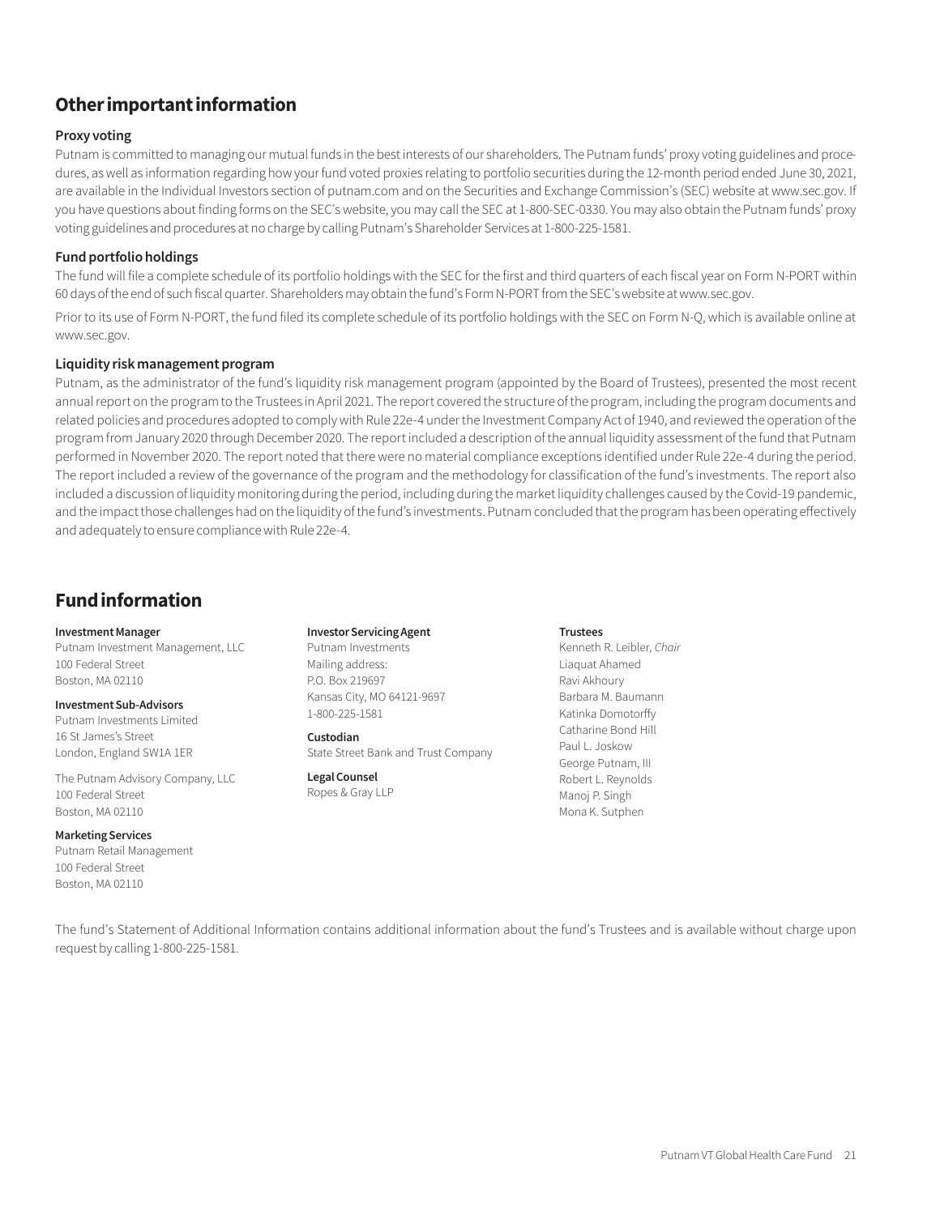## Other important information

### Proxy voting

Putnam is committed to managing our mutual funds in the best interests of our shareholders. The Putnam funds' proxy voting guidelines and procedures, as well as information regarding how your fund voted proxies relating to portfolio securities during the 12-month period ended June 30, 2021, are available in the Individual Investors section of putnam.com and on the Securities and Exchange Commission's (SEC) website at www.sec.gov. If you have questions about finding forms on the SEC's website, you may call the SEC at 1-800-SEC-0330. You may also obtain the Putnam funds' proxy voting guidelines and procedures at no charge by calling Putnam's Shareholder Services at 1-800-225-1581.

### Fund portfolio holdings

The fund will file a complete schedule of its portfolio holdings with the SEC for the first and third quarters of each fiscal year on Form N-PORT within 60 days of the end of such fiscal quarter. Shareholders may obtain the fund's Form N-PORT from the SEC's website at www.sec.gov.

Prior to its use of Form N-PORT, the fund filed its complete schedule of its portfolio holdings with the SEC on Form N-Q, which is available online at www.sec.gov.

### Liquidity risk management program

Putnam, as the administrator of the fund's liquidity risk management program (appointed by the Board of Trustees), presented the most recent annual report on the program to the Trustees in April 2021. The report covered the structure of the program, including the program documents and related policies and procedures adopted to comply with Rule 22e-4 under the Investment Company Act of 1940, and reviewed the operation of the program from January 2020 through December 2020. The report included a description of the annual liquidity assessment of the fund that Putnam performed in November 2020. The report noted that there were no material compliance exceptions identified under Rule 22e-4 during the period. The report included a review of the governance of the program and the methodology for classification of the fund's investments. The report also included a discussion of liquidity monitoring during the period, including during the market liquidity challenges caused by the Covid-19 pandemic, and the impact those challenges had on the liquidity of the fund's investments. Putnam concluded that the program has been operating effectively and adequately to ensure compliance with Rule 22e-4.

## Fund information

**Investment Manager**
Putnam Investment Management, LLC
100 Federal Street
Boston, MA 02110

**Investment Sub-Advisors**
Putnam Investments Limited
16 St James's Street
London, England SW1A 1ER

The Putnam Advisory Company, LLC
100 Federal Street
Boston, MA 02110

**Marketing Services**
Putnam Retail Management
100 Federal Street
Boston, MA 02110

**Investor Servicing Agent**
Putnam Investments
Mailing address:
P.O. Box 219697
Kansas City, MO 64121-9697
1-800-225-1581

**Custodian**
State Street Bank and Trust Company

**Legal Counsel**
Ropes & Gray LLP

**Trustees**
Kenneth R. Leibler, *Chair*
Liaquat Ahamed
Ravi Akhoury
Barbara M. Baumann
Katinka Domotorffy
Catharine Bond Hill
Paul L. Joskow
George Putnam, III
Robert L. Reynolds
Manoj P. Singh
Mona K. Sutphen

The fund's Statement of Additional Information contains additional information about the fund's Trustees and is available without charge upon request by calling 1-800-225-1581.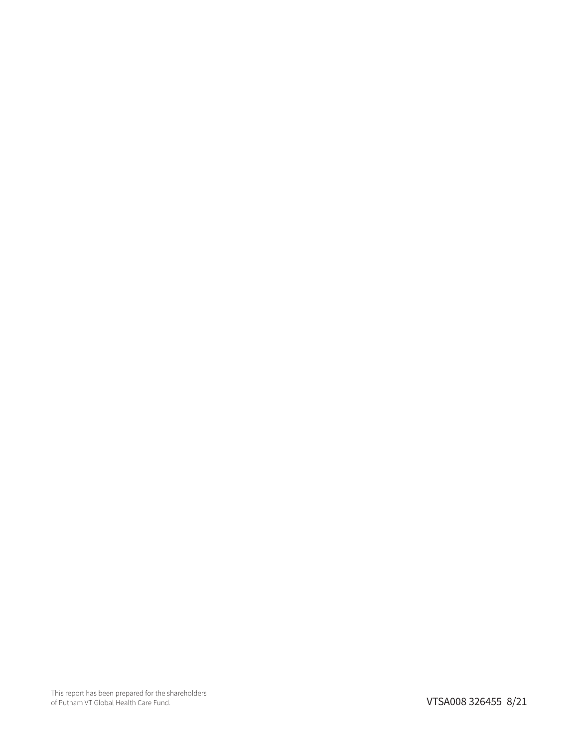This report has been prepared for the shareholders of Putnam VT Global Health Care Fund.

VTSA008 326455 8/21